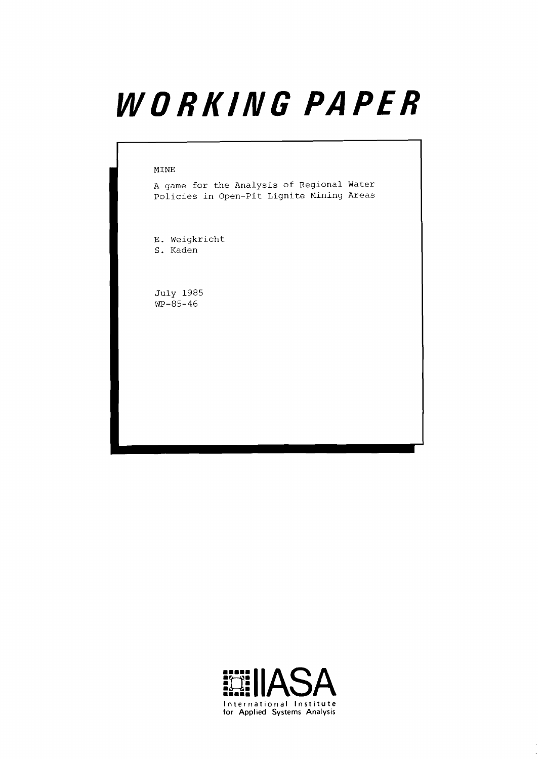# WORKING PAPER

MINE

A game for the Analysis of Regional Water Policies in Open-Pit Lignite Mining Areas

E. Weigkricht
S. Kaden

July 1985
WP-85-46

IIASA
International Institute for Applied Systems Analysis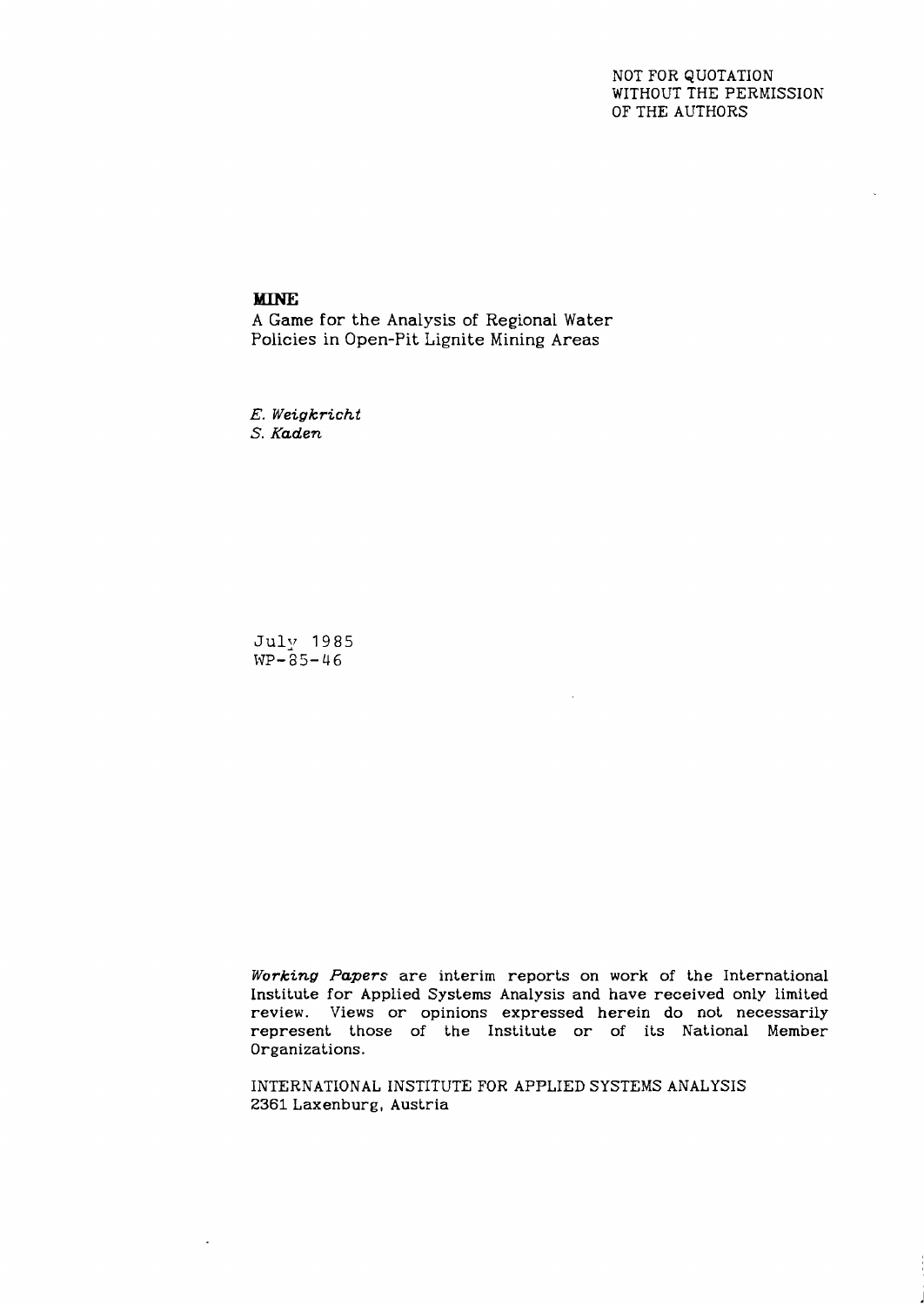NOT FOR QUOTATION
WITHOUT THE PERMISSION
OF THE AUTHORS

# MINE

A Game for the Analysis of Regional Water Policies in Open-Pit Lignite Mining Areas

*E. Weigkricht*
*S. Kaden*

July 1985
WP-85-46

*Working Papers* are interim reports on work of the International Institute for Applied Systems Analysis and have received only limited review. Views or opinions expressed herein do not necessarily represent those of the Institute or of its National Member Organizations.

INTERNATIONAL INSTITUTE FOR APPLIED SYSTEMS ANALYSIS
2361 Laxenburg, Austria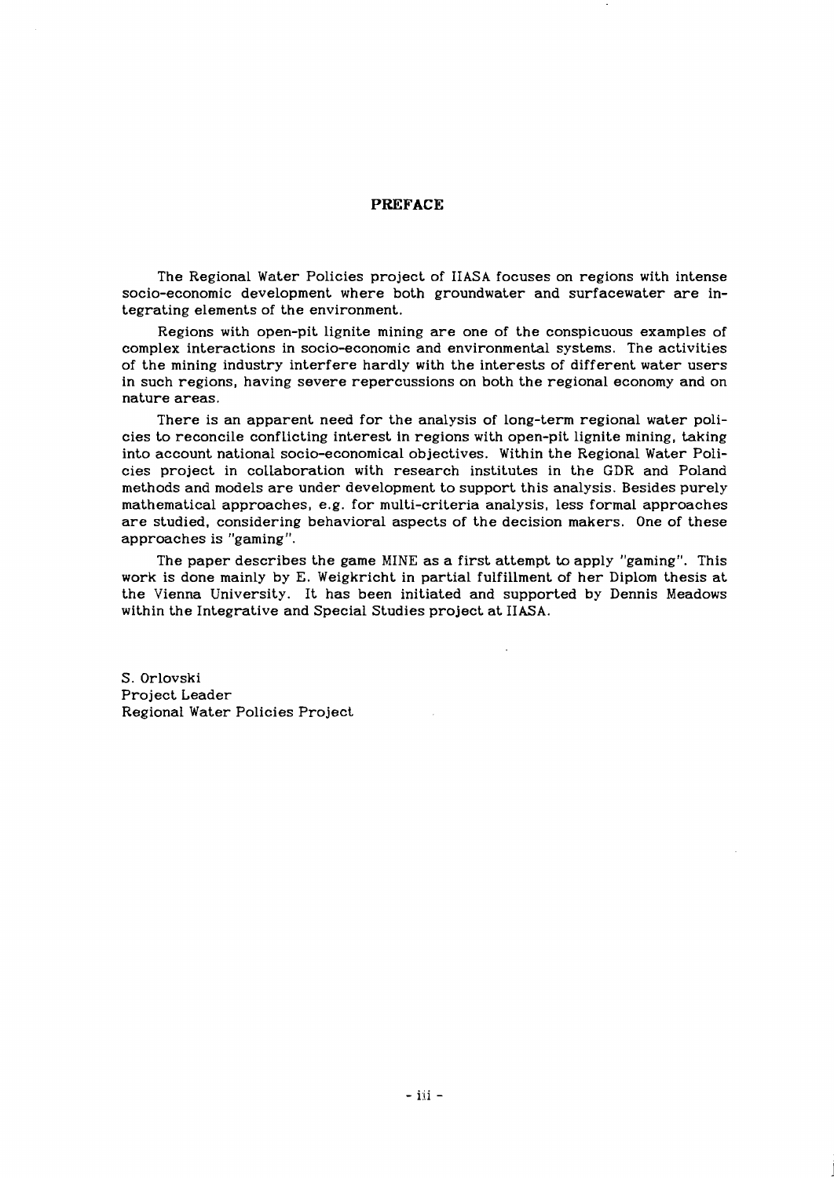# PREFACE

The Regional Water Policies project of IIASA focuses on regions with intense socio-economic development where both groundwater and surfacewater are integrating elements of the environment.

Regions with open-pit lignite mining are one of the conspicuous examples of complex interactions in socio-economic and environmental systems. The activities of the mining industry interfere hardly with the interests of different water users in such regions, having severe repercussions on both the regional economy and on nature areas.

There is an apparent need for the analysis of long-term regional water policies to reconcile conflicting interest in regions with open-pit lignite mining, taking into account national socio-economical objectives. Within the Regional Water Policies project in collaboration with research institutes in the GDR and Poland methods and models are under development to support this analysis. Besides purely mathematical approaches, e.g. for multi-criteria analysis, less formal approaches are studied, considering behavioral aspects of the decision makers. One of these approaches is "gaming".

The paper describes the game MINE as a first attempt to apply "gaming". This work is done mainly by E. Weigkricht in partial fulfillment of her Diplom thesis at the Vienna University. It has been initiated and supported by Dennis Meadows within the Integrative and Special Studies project at IIASA.

S. Orlovski
Project Leader
Regional Water Policies Project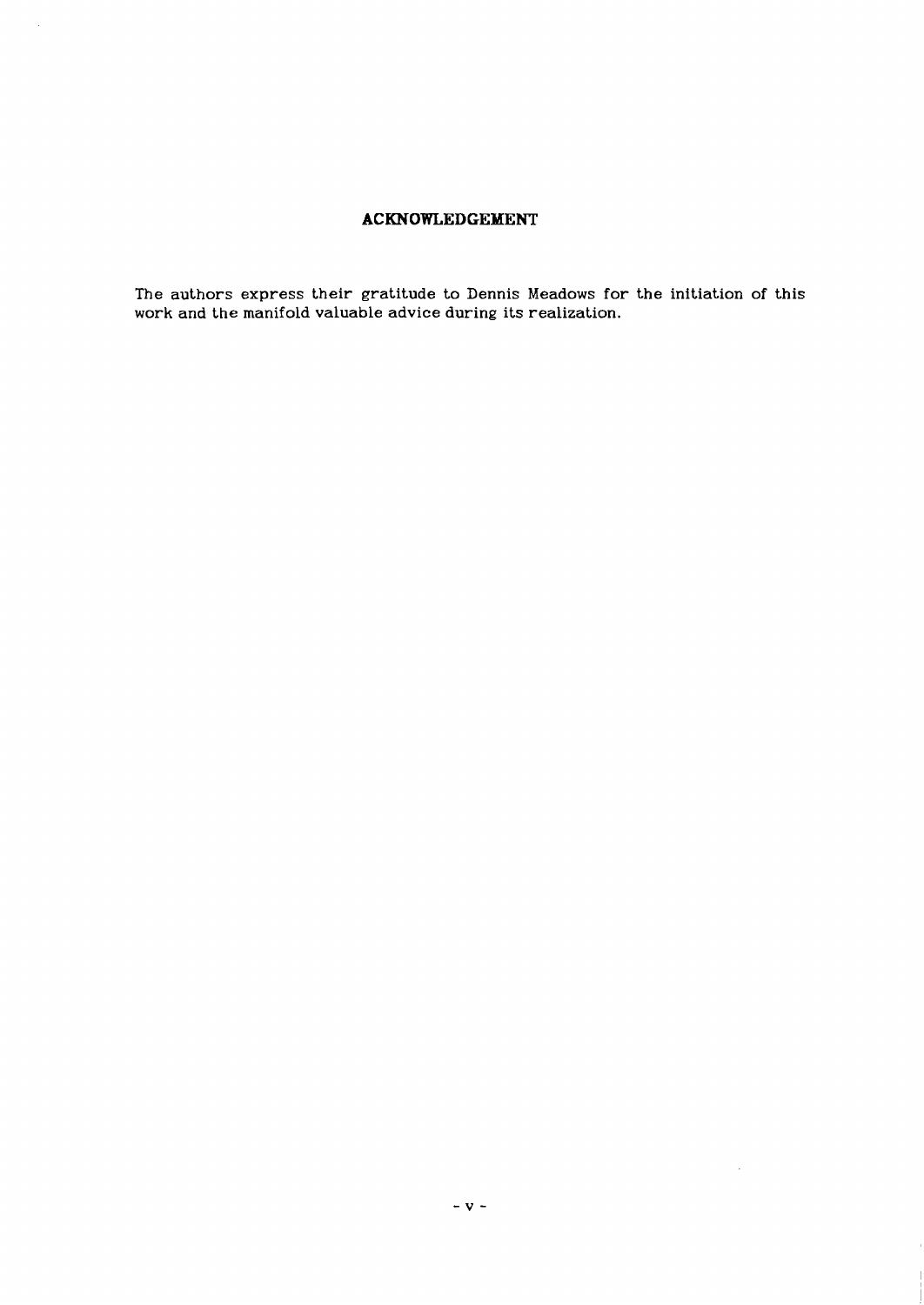## ACKNOWLEDGEMENT

The authors express their gratitude to Dennis Meadows for the initiation of this work and the manifold valuable advice during its realization.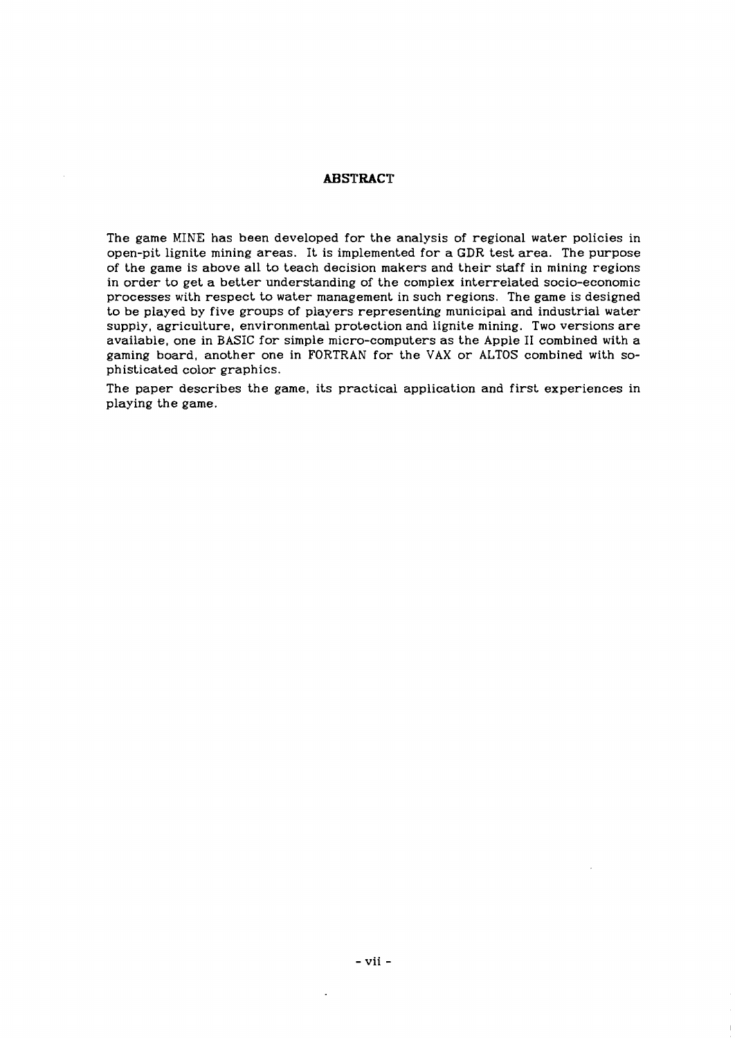# ABSTRACT

The game MINE has been developed for the analysis of regional water policies in open-pit lignite mining areas. It is implemented for a GDR test area. The purpose of the game is above all to teach decision makers and their staff in mining regions in order to get a better understanding of the complex interrelated socio-economic processes with respect to water management in such regions. The game is designed to be played by five groups of players representing municipal and industrial water supply, agriculture, environmental protection and lignite mining. Two versions are available, one in BASIC for simple micro-computers as the Apple II combined with a gaming board, another one in FORTRAN for the VAX or ALTOS combined with sophisticated color graphics.

The paper describes the game, its practical application and first experiences in playing the game.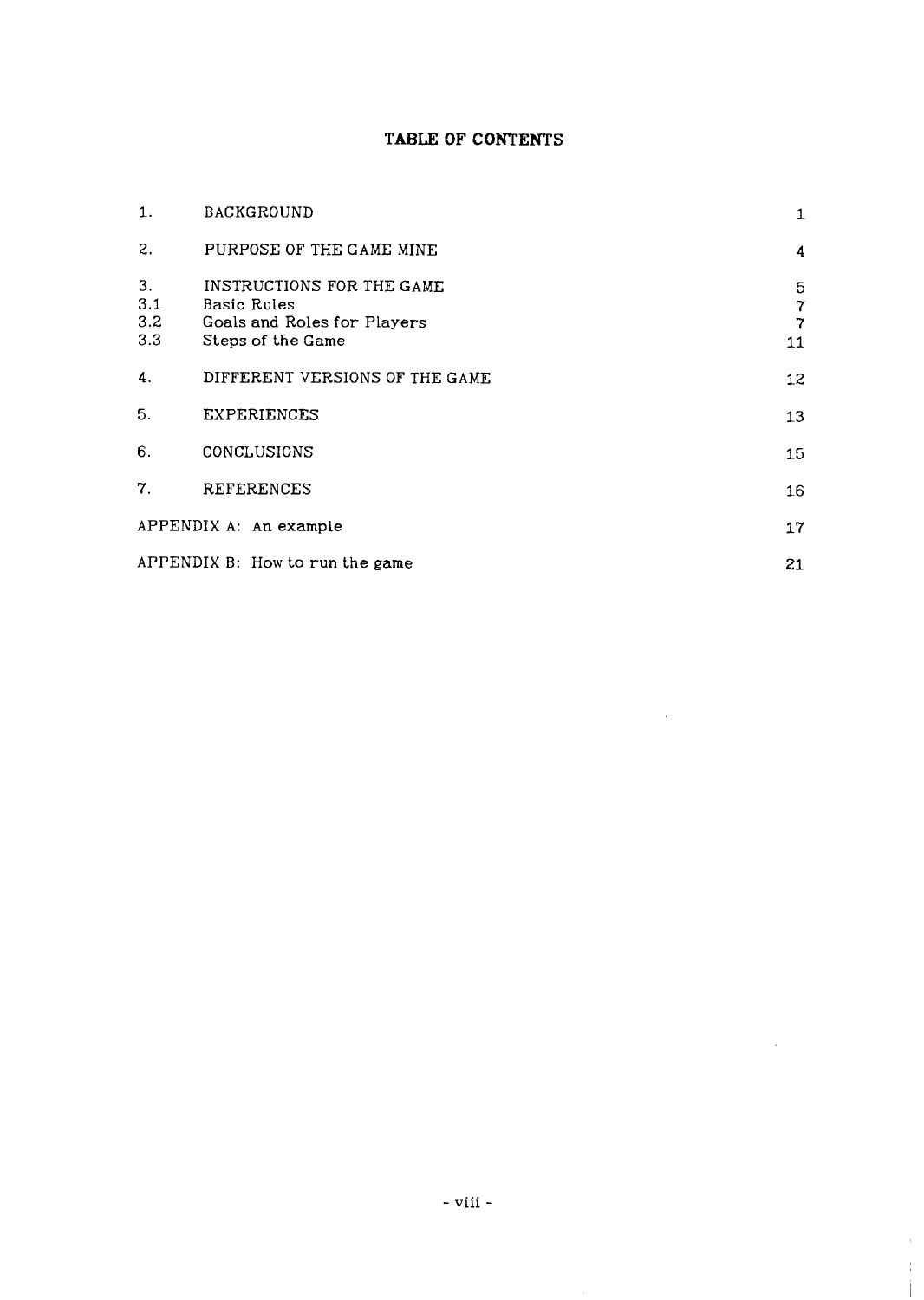# TABLE OF CONTENTS

| | | |
|---|---|---|
| 1. | BACKGROUND | 1 |
| 2. | PURPOSE OF THE GAME MINE | 4 |
| 3. | INSTRUCTIONS FOR THE GAME | 5 |
| 3.1 | Basic Rules | 7 |
| 3.2 | Goals and Roles for Players | 7 |
| 3.3 | Steps of the Game | 11 |
| 4. | DIFFERENT VERSIONS OF THE GAME | 12 |
| 5. | EXPERIENCES | 13 |
| 6. | CONCLUSIONS | 15 |
| 7. | REFERENCES | 16 |
| APPENDIX A: An example | | 17 |
| APPENDIX B: How to run the game | | 21 |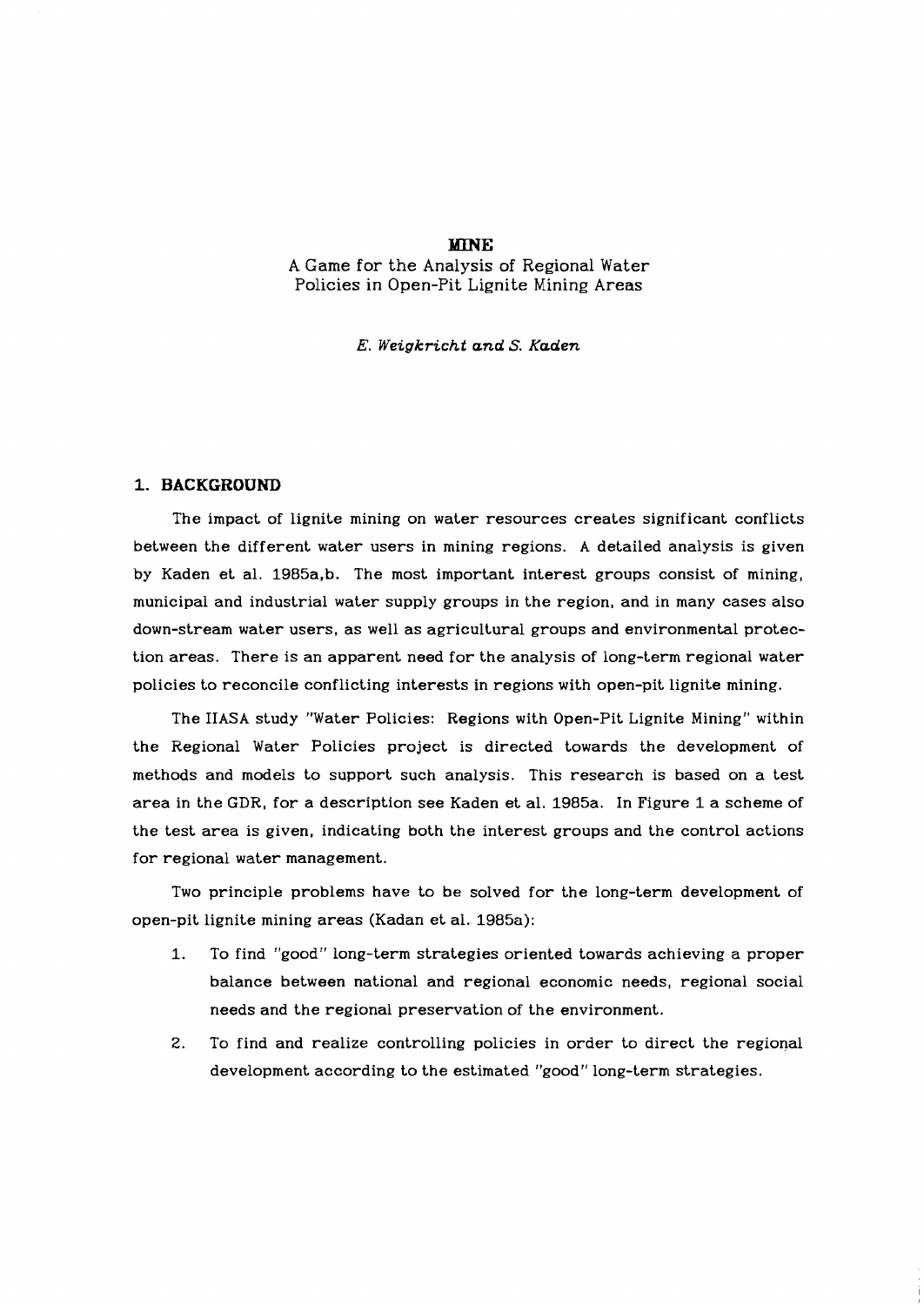# MINE

A Game for the Analysis of Regional Water Policies in Open-Pit Lignite Mining Areas

*E. Weigkricht and S. Kaden*

## 1. BACKGROUND

The impact of lignite mining on water resources creates significant conflicts between the different water users in mining regions. A detailed analysis is given by Kaden et al. 1985a,b. The most important interest groups consist of mining, municipal and industrial water supply groups in the region, and in many cases also down-stream water users, as well as agricultural groups and environmental protection areas. There is an apparent need for the analysis of long-term regional water policies to reconcile conflicting interests in regions with open-pit lignite mining.

The IIASA study "Water Policies: Regions with Open-Pit Lignite Mining" within the Regional Water Policies project is directed towards the development of methods and models to support such analysis. This research is based on a test area in the GDR, for a description see Kaden et al. 1985a. In Figure 1 a scheme of the test area is given, indicating both the interest groups and the control actions for regional water management.

Two principle problems have to be solved for the long-term development of open-pit lignite mining areas (Kadan et al. 1985a):

1. To find "good" long-term strategies oriented towards achieving a proper balance between national and regional economic needs, regional social needs and the regional preservation of the environment.
2. To find and realize controlling policies in order to direct the regional development according to the estimated "good" long-term strategies.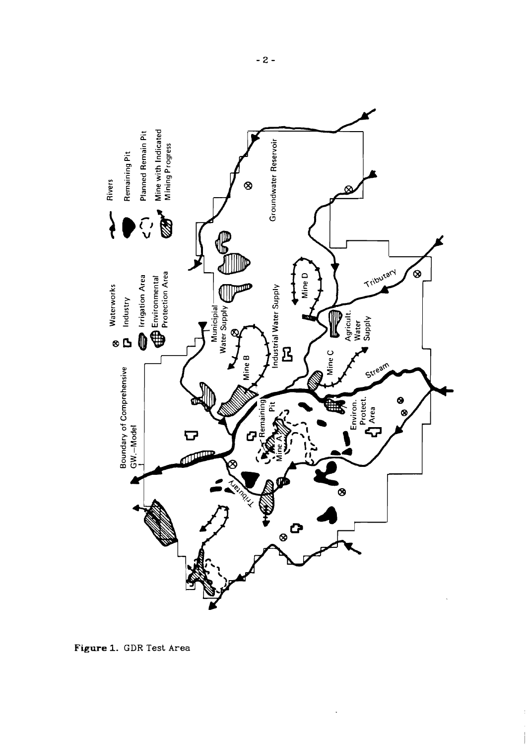Figure 1. GDR Test Area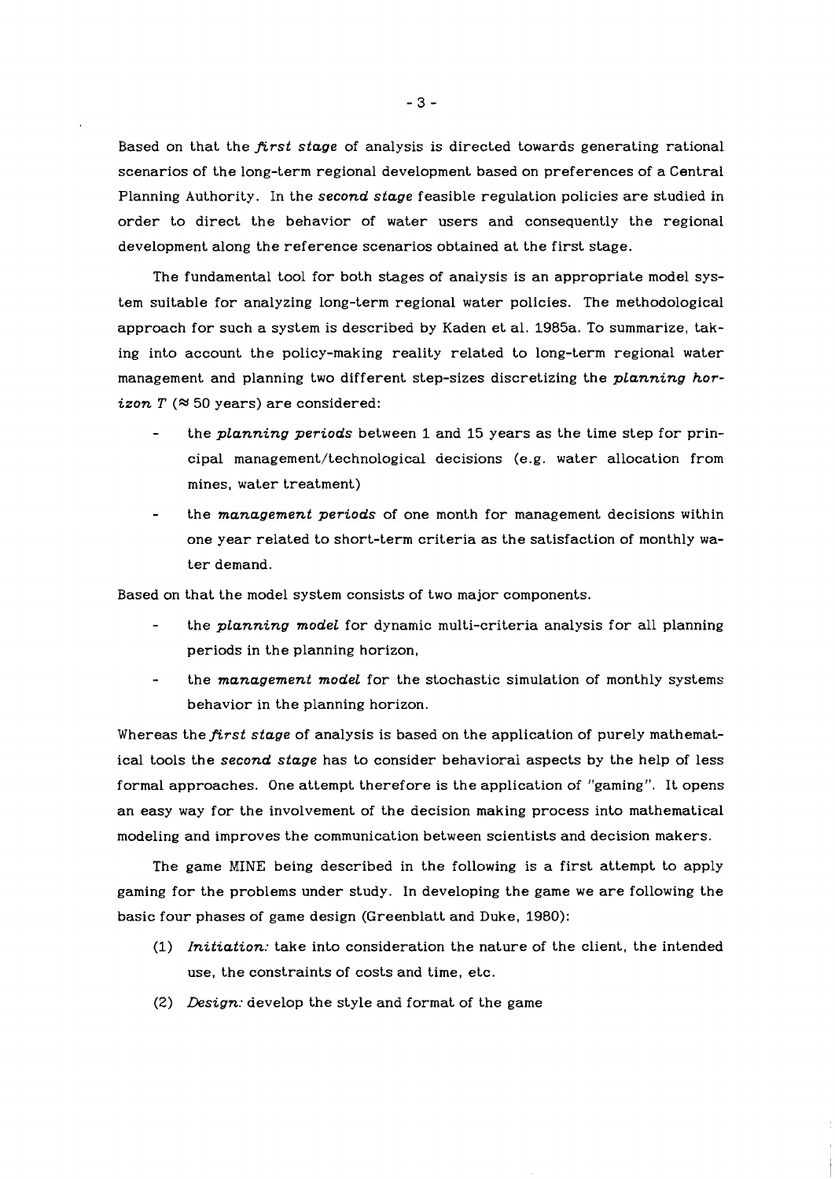Based on that the *first stage* of analysis is directed towards generating rational scenarios of the long-term regional development based on preferences of a Central Planning Authority. In the *second stage* feasible regulation policies are studied in order to direct the behavior of water users and consequently the regional development along the reference scenarios obtained at the first stage.

The fundamental tool for both stages of analysis is an appropriate model system suitable for analyzing long-term regional water policies. The methodological approach for such a system is described by Kaden et al. 1985a. To summarize, taking into account the policy-making reality related to long-term regional water management and planning two different step-sizes discretizing the *planning horizon* $T$ ($\approx$ 50 years) are considered:

- the *planning periods* between 1 and 15 years as the time step for principal management/technological decisions (e.g. water allocation from mines, water treatment)
- the *management periods* of one month for management decisions within one year related to short-term criteria as the satisfaction of monthly water demand.

Based on that the model system consists of two major components.

- the *planning model* for dynamic multi-criteria analysis for all planning periods in the planning horizon,
- the *management model* for the stochastic simulation of monthly systems behavior in the planning horizon.

Whereas the *first stage* of analysis is based on the application of purely mathematical tools the *second stage* has to consider behavioral aspects by the help of less formal approaches. One attempt therefore is the application of "gaming". It opens an easy way for the involvement of the decision making process into mathematical modeling and improves the communication between scientists and decision makers.

The game MINE being described in the following is a first attempt to apply gaming for the problems under study. In developing the game we are following the basic four phases of game design (Greenblatt and Duke, 1980):

(1) *Initiation:* take into consideration the nature of the client, the intended use, the constraints of costs and time, etc.

(2) *Design:* develop the style and format of the game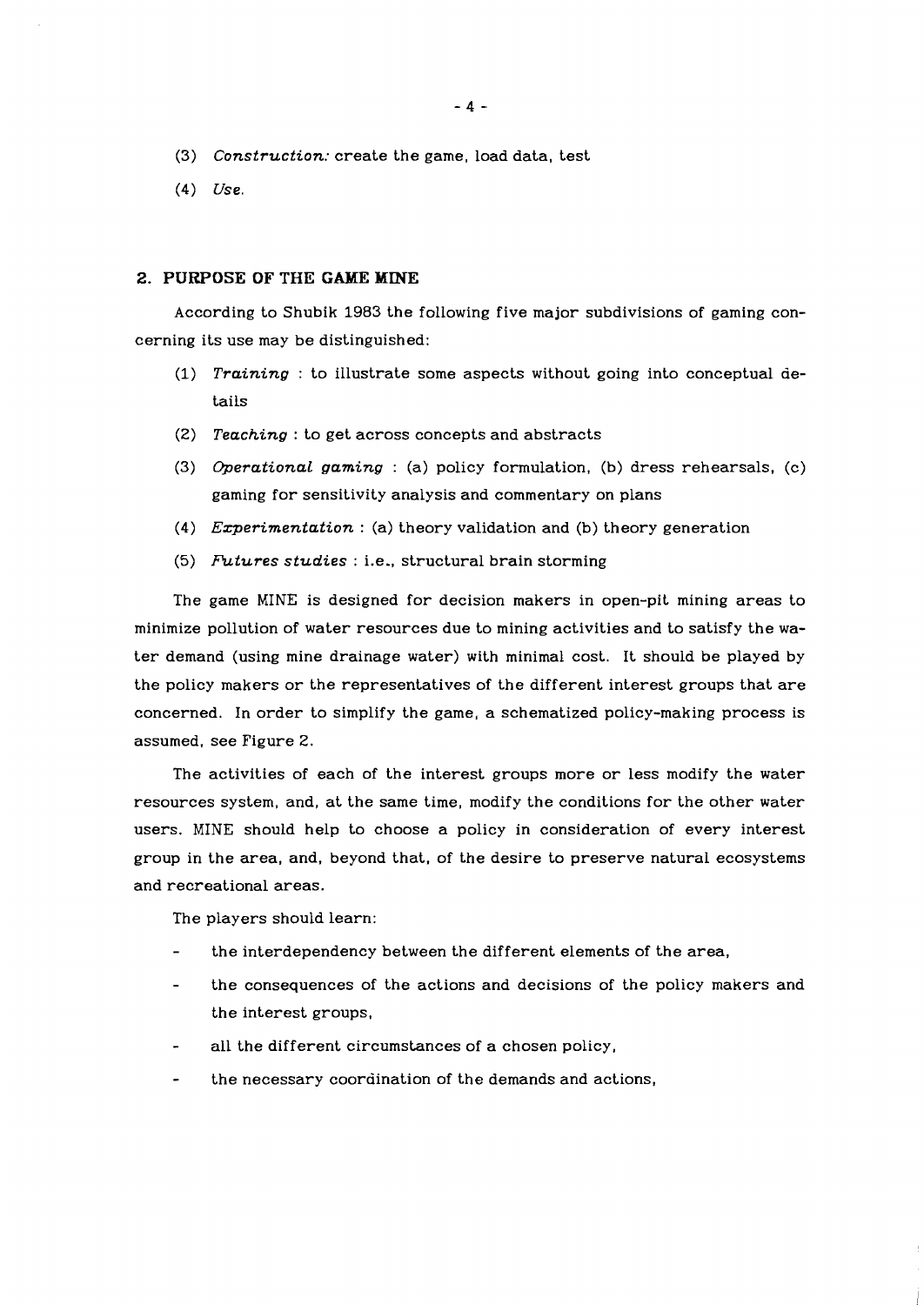(3) *Construction:* create the game, load data, test

(4) *Use.*

## 2. PURPOSE OF THE GAME MINE

According to Shubik 1983 the following five major subdivisions of gaming concerning its use may be distinguished:

(1) *Training* : to illustrate some aspects without going into conceptual details

(2) *Teaching* : to get across concepts and abstracts

(3) *Operational gaming* : (a) policy formulation, (b) dress rehearsals, (c) gaming for sensitivity analysis and commentary on plans

(4) *Experimentation* : (a) theory validation and (b) theory generation

(5) *Futures studies* : i.e., structural brain storming

The game MINE is designed for decision makers in open-pit mining areas to minimize pollution of water resources due to mining activities and to satisfy the water demand (using mine drainage water) with minimal cost. It should be played by the policy makers or the representatives of the different interest groups that are concerned. In order to simplify the game, a schematized policy-making process is assumed, see Figure 2.

The activities of each of the interest groups more or less modify the water resources system, and, at the same time, modify the conditions for the other water users. MINE should help to choose a policy in consideration of every interest group in the area, and, beyond that, of the desire to preserve natural ecosystems and recreational areas.

The players should learn:

- the interdependency between the different elements of the area,
- the consequences of the actions and decisions of the policy makers and the interest groups,
- all the different circumstances of a chosen policy,
- the necessary coordination of the demands and actions,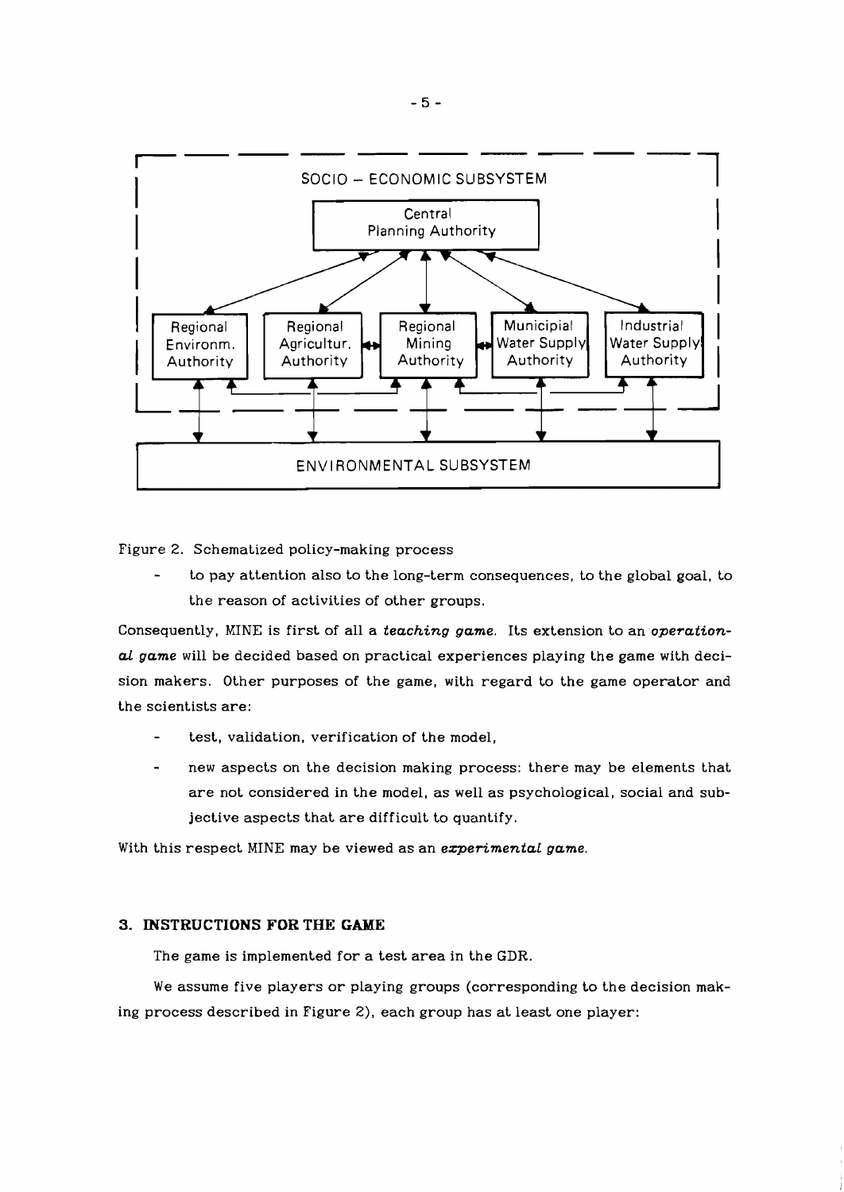Figure 2. Schematized policy-making process

- to pay attention also to the long-term consequences, to the global goal, to the reason of activities of other groups.

Consequently, MINE is first of all a *teaching game*. Its extension to an *operational game* will be decided based on practical experiences playing the game with decision makers. Other purposes of the game, with regard to the game operator and the scientists are:

- test, validation, verification of the model,
- new aspects on the decision making process: there may be elements that are not considered in the model, as well as psychological, social and subjective aspects that are difficult to quantify.

With this respect MINE may be viewed as an *experimental game*.

## 3. INSTRUCTIONS FOR THE GAME

The game is implemented for a test area in the GDR.

We assume five players or playing groups (corresponding to the decision making process described in Figure 2), each group has at least one player: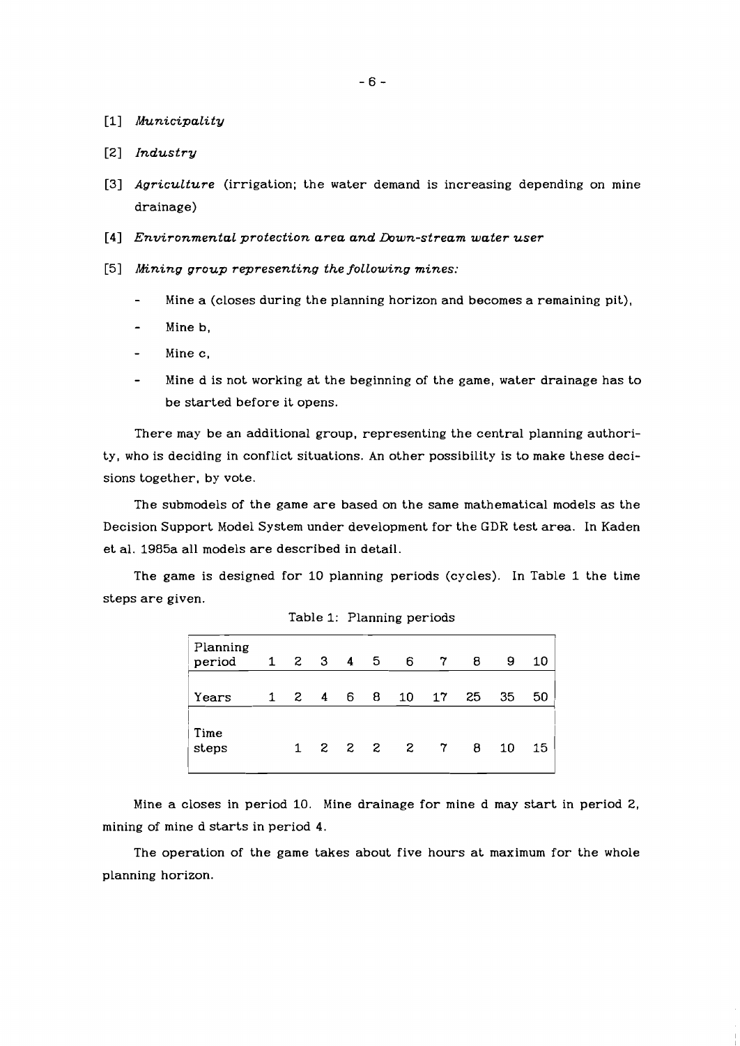[1] *Municipality*

[2] *Industry*

[3] *Agriculture* (irrigation; the water demand is increasing depending on mine drainage)

[4] *Environmental protection area and Down-stream water user*

[5] *Mining group representing the following mines:*

- Mine a (closes during the planning horizon and becomes a remaining pit),
- Mine b,
- Mine c,
- Mine d is not working at the beginning of the game, water drainage has to be started before it opens.

There may be an additional group, representing the central planning authority, who is deciding in conflict situations. An other possibility is to make these decisions together, by vote.

The submodels of the game are based on the same mathematical models as the Decision Support Model System under development for the GDR test area. In Kaden et al. 1985a all models are described in detail.

The game is designed for 10 planning periods (cycles). In Table 1 the time steps are given.

Table 1: Planning periods

| Planning period | 1 | 2 | 3 | 4 | 5 | 6 | 7 | 8 | 9 | 10 |
|---|---|---|---|---|---|---|---|---|---|---|
| Years | 1 | 2 | 4 | 6 | 8 | 10 | 17 | 25 | 35 | 50 |
| Time steps | | 1 | 2 | 2 | 2 | 2 | 7 | 8 | 10 | 15 |

Mine a closes in period 10. Mine drainage for mine d may start in period 2, mining of mine d starts in period 4.

The operation of the game takes about five hours at maximum for the whole planning horizon.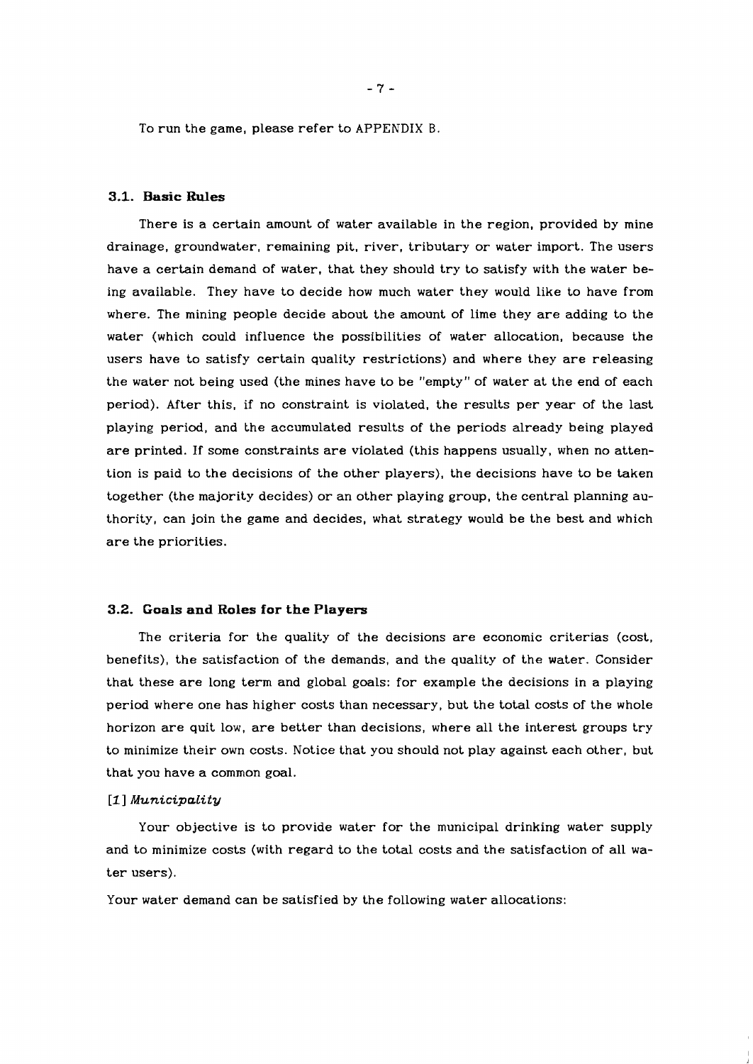To run the game, please refer to APPENDIX B.

### 3.1. Basic Rules

There is a certain amount of water available in the region, provided by mine drainage, groundwater, remaining pit, river, tributary or water import. The users have a certain demand of water, that they should try to satisfy with the water being available. They have to decide how much water they would like to have from where. The mining people decide about the amount of lime they are adding to the water (which could influence the possibilities of water allocation, because the users have to satisfy certain quality restrictions) and where they are releasing the water not being used (the mines have to be "empty" of water at the end of each period). After this, if no constraint is violated, the results per year of the last playing period, and the accumulated results of the periods already being played are printed. If some constraints are violated (this happens usually, when no attention is paid to the decisions of the other players), the decisions have to be taken together (the majority decides) or an other playing group, the central planning authority, can join the game and decides, what strategy would be the best and which are the priorities.

### 3.2. Goals and Roles for the Players

The criteria for the quality of the decisions are economic criterias (cost, benefits), the satisfaction of the demands, and the quality of the water. Consider that these are long term and global goals: for example the decisions in a playing period where one has higher costs than necessary, but the total costs of the whole horizon are quit low, are better than decisions, where all the interest groups try to minimize their own costs. Notice that you should not play against each other, but that you have a common goal.

[1] *Municipality*

Your objective is to provide water for the municipal drinking water supply and to minimize costs (with regard to the total costs and the satisfaction of all water users).

Your water demand can be satisfied by the following water allocations: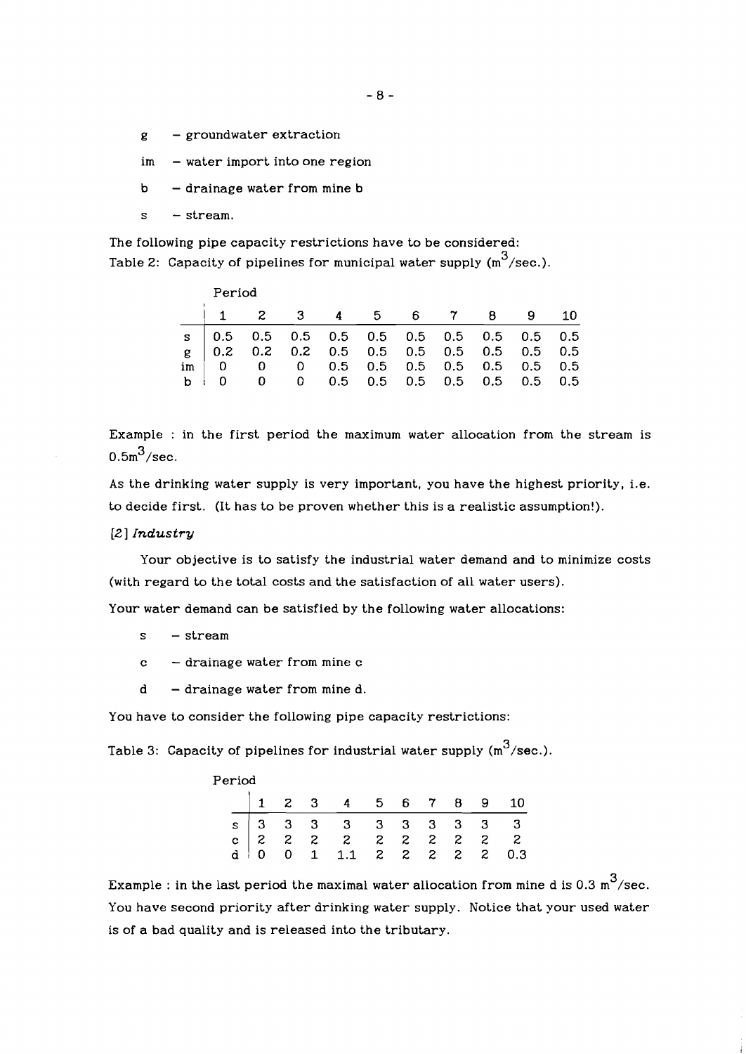g – groundwater extraction

im – water import into one region

b – drainage water from mine b

s – stream.

The following pipe capacity restrictions have to be considered:

Table 2: Capacity of pipelines for municipal water supply ($m^3$/sec.).

| Period | 1 | 2 | 3 | 4 | 5 | 6 | 7 | 8 | 9 | 10 |
|---|---|---|---|---|---|---|---|---|---|---|
| s | 0.5 | 0.5 | 0.5 | 0.5 | 0.5 | 0.5 | 0.5 | 0.5 | 0.5 | 0.5 |
| g | 0.2 | 0.2 | 0.2 | 0.5 | 0.5 | 0.5 | 0.5 | 0.5 | 0.5 | 0.5 |
| im | 0 | 0 | 0 | 0.5 | 0.5 | 0.5 | 0.5 | 0.5 | 0.5 | 0.5 |
| b | 0 | 0 | 0 | 0.5 | 0.5 | 0.5 | 0.5 | 0.5 | 0.5 | 0.5 |

Example : in the first period the maximum water allocation from the stream is $0.5m^3$/sec.

As the drinking water supply is very important, you have the highest priority, i.e. to decide first. (It has to be proven whether this is a realistic assumption!).

[2] *Industry*

Your objective is to satisfy the industrial water demand and to minimize costs (with regard to the total costs and the satisfaction of all water users).

Your water demand can be satisfied by the following water allocations:

s – stream

c – drainage water from mine c

d – drainage water from mine d.

You have to consider the following pipe capacity restrictions:

Table 3: Capacity of pipelines for industrial water supply ($m^3$/sec.).

| Period | 1 | 2 | 3 | 4 | 5 | 6 | 7 | 8 | 9 | 10 |
|---|---|---|---|---|---|---|---|---|---|---|
| s | 3 | 3 | 3 | 3 | 3 | 3 | 3 | 3 | 3 | 3 |
| c | 2 | 2 | 2 | 2 | 2 | 2 | 2 | 2 | 2 | 2 |
| d | 0 | 0 | 1 | 1.1 | 2 | 2 | 2 | 2 | 2 | 0.3 |

Example : in the last period the maximal water allocation from mine d is 0.3 $m^3$/sec. You have second priority after drinking water supply. Notice that your used water is of a bad quality and is released into the tributary.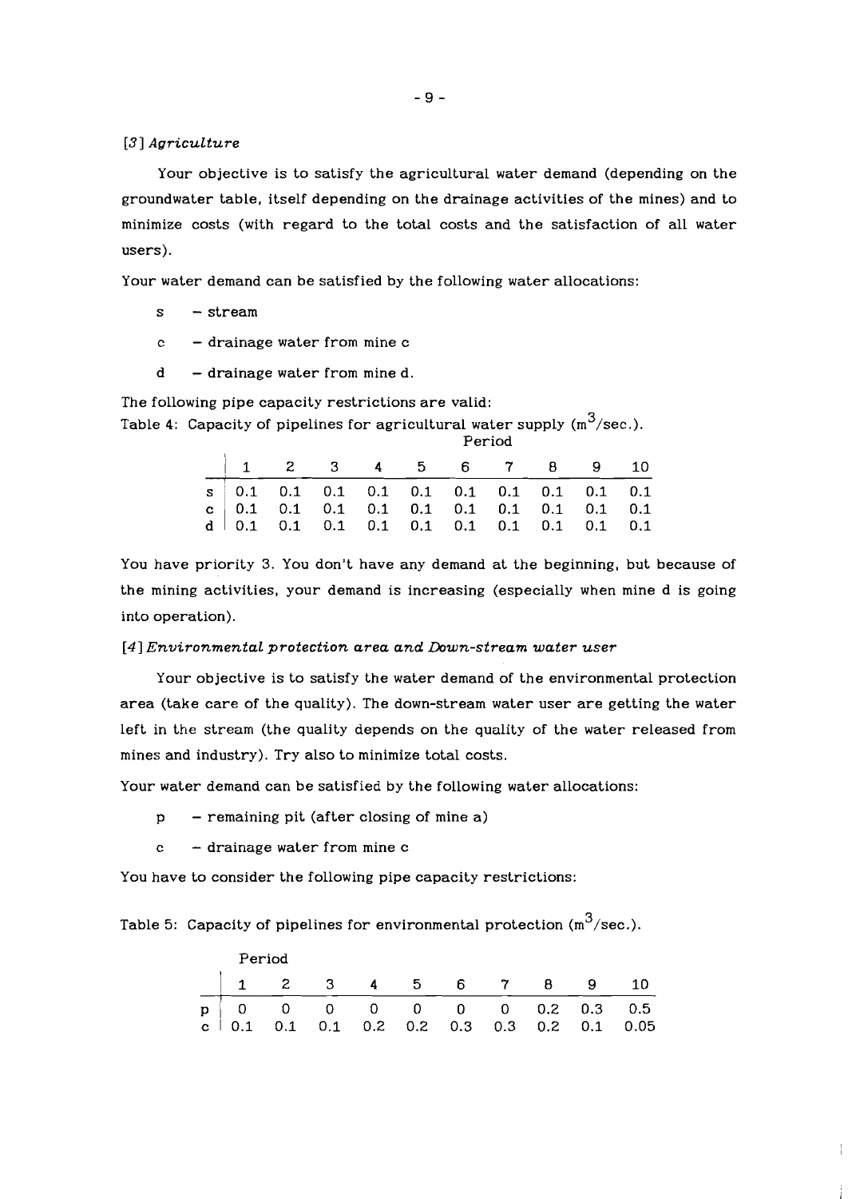### [3] *Agriculture*

Your objective is to satisfy the agricultural water demand (depending on the groundwater table, itself depending on the drainage activities of the mines) and to minimize costs (with regard to the total costs and the satisfaction of all water users).

Your water demand can be satisfied by the following water allocations:

- s – stream
- c – drainage water from mine c
- d – drainage water from mine d.

The following pipe capacity restrictions are valid:

Table 4: Capacity of pipelines for agricultural water supply ($m^3$/sec.).

| | Period | | | | | | | | | |
|---|---|---|---|---|---|---|---|---|---|---|
| | 1 | 2 | 3 | 4 | 5 | 6 | 7 | 8 | 9 | 10 |
| s | 0.1 | 0.1 | 0.1 | 0.1 | 0.1 | 0.1 | 0.1 | 0.1 | 0.1 | 0.1 |
| c | 0.1 | 0.1 | 0.1 | 0.1 | 0.1 | 0.1 | 0.1 | 0.1 | 0.1 | 0.1 |
| d | 0.1 | 0.1 | 0.1 | 0.1 | 0.1 | 0.1 | 0.1 | 0.1 | 0.1 | 0.1 |

You have priority 3. You don't have any demand at the beginning, but because of the mining activities, your demand is increasing (especially when mine d is going into operation).

### [4] *Environmental protection area and Down-stream water user*

Your objective is to satisfy the water demand of the environmental protection area (take care of the quality). The down-stream water user are getting the water left in the stream (the quality depends on the quality of the water released from mines and industry). Try also to minimize total costs.

Your water demand can be satisfied by the following water allocations:

- p – remaining pit (after closing of mine a)
- c – drainage water from mine c

You have to consider the following pipe capacity restrictions:

Table 5: Capacity of pipelines for environmental protection ($m^3$/sec.).

| | Period | | | | | | | | | |
|---|---|---|---|---|---|---|---|---|---|---|
| | 1 | 2 | 3 | 4 | 5 | 6 | 7 | 8 | 9 | 10 |
| p | 0 | 0 | 0 | 0 | 0 | 0 | 0 | 0.2 | 0.3 | 0.5 |
| c | 0.1 | 0.1 | 0.1 | 0.2 | 0.2 | 0.3 | 0.3 | 0.2 | 0.1 | 0.05 |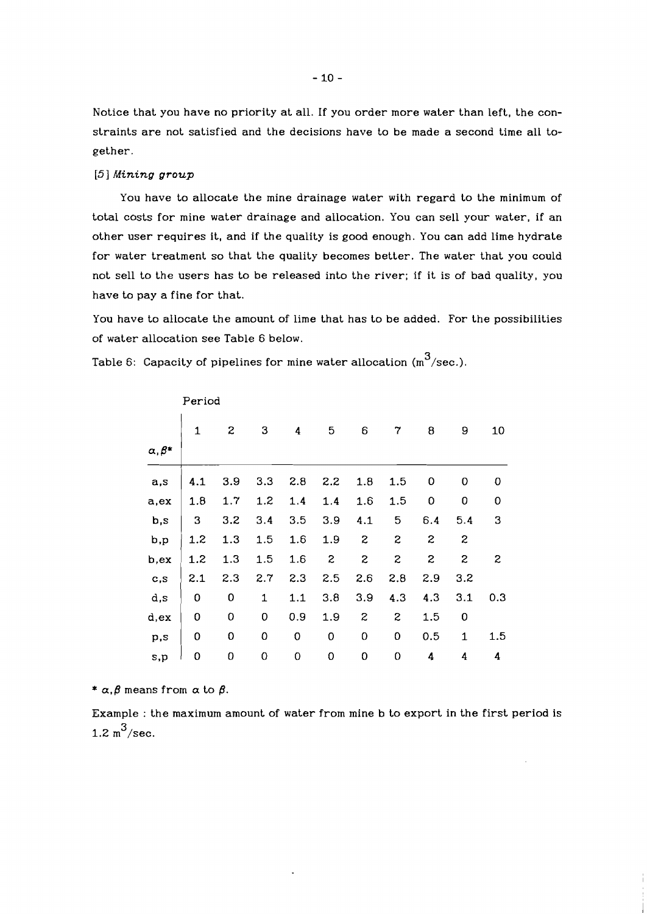Notice that you have no priority at all. If you order more water than left, the constraints are not satisfied and the decisions have to be made a second time all together.

[5] *Mining group*

You have to allocate the mine drainage water with regard to the minimum of total costs for mine water drainage and allocation. You can sell your water, if an other user requires it, and if the quality is good enough. You can add lime hydrate for water treatment so that the quality becomes better. The water that you could not sell to the users has to be released into the river; if it is of bad quality, you have to pay a fine for that.

You have to allocate the amount of lime that has to be added. For the possibilities of water allocation see Table 6 below.

Table 6: Capacity of pipelines for mine water allocation ($m^3$/sec.).

| | Period | | | | | | | | | |
|---|---|---|---|---|---|---|---|---|---|---|
| $\alpha, \beta$* | 1 | 2 | 3 | 4 | 5 | 6 | 7 | 8 | 9 | 10 |
| a,s | 4.1 | 3.9 | 3.3 | 2.8 | 2.2 | 1.8 | 1.5 | 0 | 0 | 0 |
| a,ex | 1.8 | 1.7 | 1.2 | 1.4 | 1.4 | 1.6 | 1.5 | 0 | 0 | 0 |
| b,s | 3 | 3.2 | 3.4 | 3.5 | 3.9 | 4.1 | 5 | 6.4 | 5.4 | 3 |
| b,p | 1.2 | 1.3 | 1.5 | 1.6 | 1.9 | 2 | 2 | 2 | 2 | |
| b,ex | 1.2 | 1.3 | 1.5 | 1.6 | 2 | 2 | 2 | 2 | 2 | 2 |
| c,s | 2.1 | 2.3 | 2.7 | 2.3 | 2.5 | 2.6 | 2.8 | 2.9 | 3.2 | |
| d,s | 0 | 0 | 1 | 1.1 | 3.8 | 3.9 | 4.3 | 4.3 | 3.1 | 0.3 |
| d,ex | 0 | 0 | 0 | 0.9 | 1.9 | 2 | 2 | 1.5 | 0 | |
| p,s | 0 | 0 | 0 | 0 | 0 | 0 | 0 | 0.5 | 1 | 1.5 |
| s,p | 0 | 0 | 0 | 0 | 0 | 0 | 0 | 4 | 4 | 4 |

* $\alpha, \beta$ means from $\alpha$ to $\beta$.

Example : the maximum amount of water from mine b to export in the first period is 1.2 $m^3$/sec.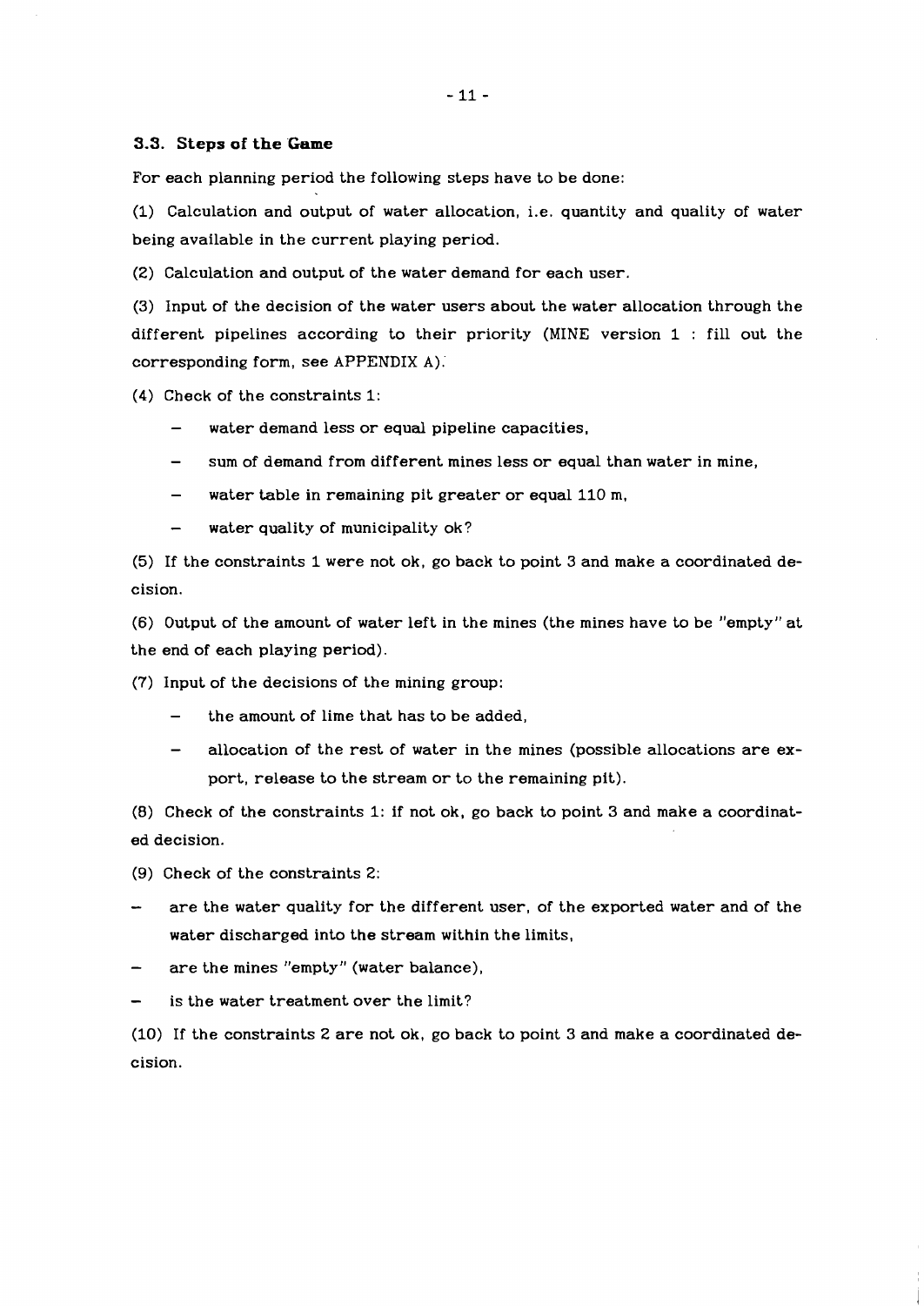### 3.3. Steps of the Game

For each planning period the following steps have to be done:

(1) Calculation and output of water allocation, i.e. quantity and quality of water being available in the current playing period.

(2) Calculation and output of the water demand for each user.

(3) Input of the decision of the water users about the water allocation through the different pipelines according to their priority (MINE version 1 : fill out the corresponding form, see APPENDIX A).

(4) Check of the constraints 1:

- water demand less or equal pipeline capacities,
- sum of demand from different mines less or equal than water in mine,
- water table in remaining pit greater or equal 110 m,
- water quality of municipality ok?

(5) If the constraints 1 were not ok, go back to point 3 and make a coordinated decision.

(6) Output of the amount of water left in the mines (the mines have to be "empty" at the end of each playing period).

(7) Input of the decisions of the mining group:

- the amount of lime that has to be added,
- allocation of the rest of water in the mines (possible allocations are export, release to the stream or to the remaining pit).

(8) Check of the constraints 1: if not ok, go back to point 3 and make a coordinated decision.

(9) Check of the constraints 2:

- are the water quality for the different user, of the exported water and of the water discharged into the stream within the limits,
- are the mines "empty" (water balance),
- is the water treatment over the limit?

(10) If the constraints 2 are not ok, go back to point 3 and make a coordinated decision.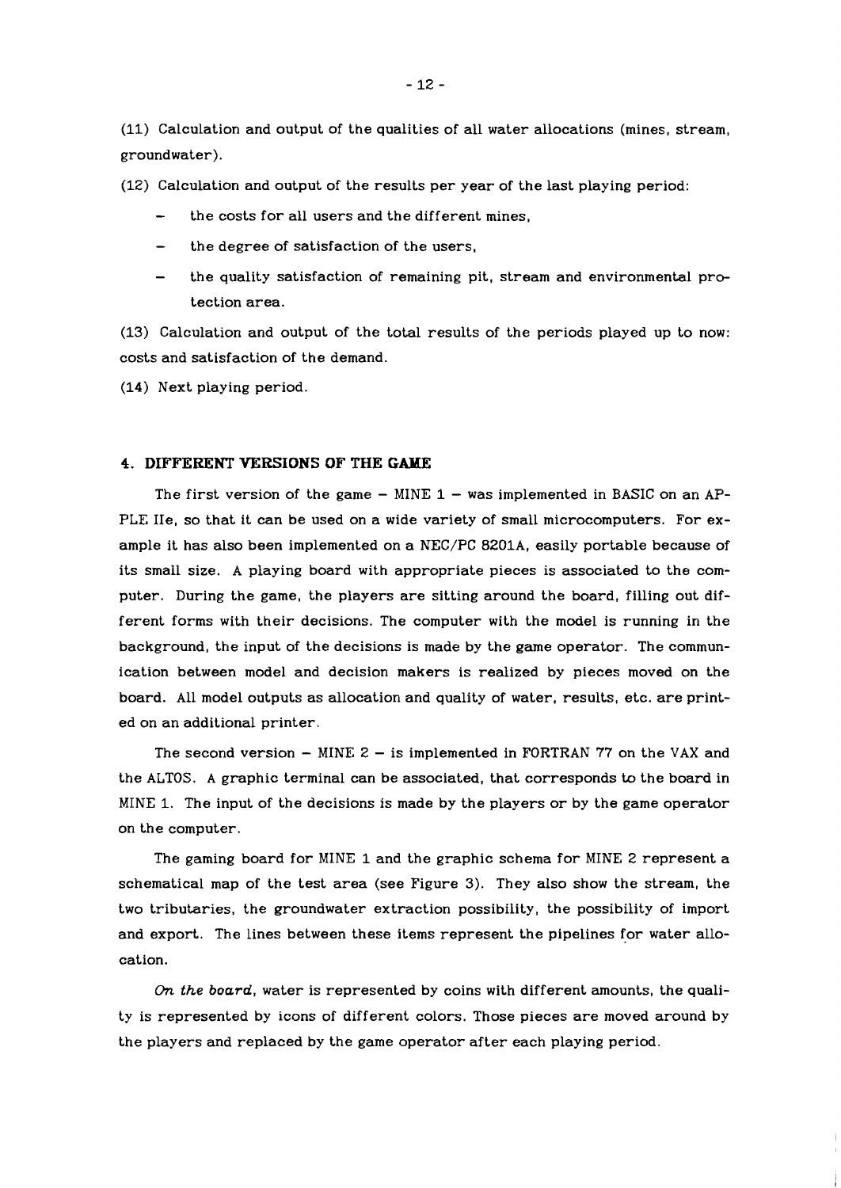(11) Calculation and output of the qualities of all water allocations (mines, stream, groundwater).

(12) Calculation and output of the results per year of the last playing period:

- the costs for all users and the different mines,
- the degree of satisfaction of the users,
- the quality satisfaction of remaining pit, stream and environmental protection area.

(13) Calculation and output of the total results of the periods played up to now: costs and satisfaction of the demand.

(14) Next playing period.

## 4. DIFFERENT VERSIONS OF THE GAME

The first version of the game – MINE 1 – was implemented in BASIC on an APPLE IIe, so that it can be used on a wide variety of small microcomputers. For example it has also been implemented on a NEC/PC 8201A, easily portable because of its small size. A playing board with appropriate pieces is associated to the computer. During the game, the players are sitting around the board, filling out different forms with their decisions. The computer with the model is running in the background, the input of the decisions is made by the game operator. The communication between model and decision makers is realized by pieces moved on the board. All model outputs as allocation and quality of water, results, etc. are printed on an additional printer.

The second version – MINE 2 – is implemented in FORTRAN 77 on the VAX and the ALTOS. A graphic terminal can be associated, that corresponds to the board in MINE 1. The input of the decisions is made by the players or by the game operator on the computer.

The gaming board for MINE 1 and the graphic schema for MINE 2 represent a schematical map of the test area (see Figure 3). They also show the stream, the two tributaries, the groundwater extraction possibility, the possibility of import and export. The lines between these items represent the pipelines for water allocation.

*On the board*, water is represented by coins with different amounts, the quality is represented by icons of different colors. Those pieces are moved around by the players and replaced by the game operator after each playing period.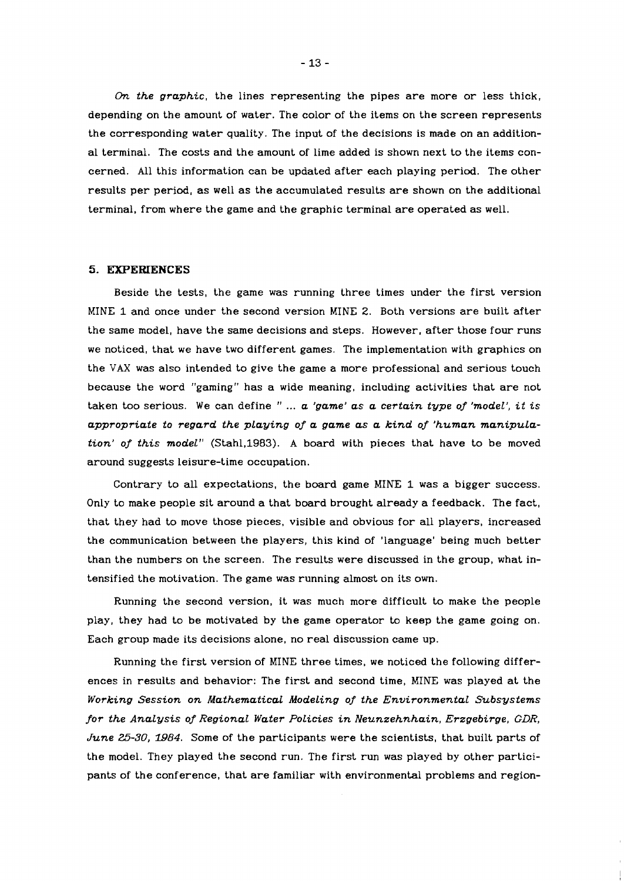*On the graphic*, the lines representing the pipes are more or less thick, depending on the amount of water. The color of the items on the screen represents the corresponding water quality. The input of the decisions is made on an additional terminal. The costs and the amount of lime added is shown next to the items concerned. All this information can be updated after each playing period. The other results per period, as well as the accumulated results are shown on the additional terminal, from where the game and the graphic terminal are operated as well.

## 5. EXPERIENCES

Beside the tests, the game was running three times under the first version MINE 1 and once under the second version MINE 2. Both versions are built after the same model, have the same decisions and steps. However, after those four runs we noticed, that we have two different games. The implementation with graphics on the VAX was also intended to give the game a more professional and serious touch because the word "gaming" has a wide meaning, including activities that are not taken too serious. We can define *" ... a 'game' as a certain type of 'model', it is appropriate to regard the playing of a game as a kind of 'human manipulation' of this model"* (Stahl,1983). A board with pieces that have to be moved around suggests leisure-time occupation.

Contrary to all expectations, the board game MINE 1 was a bigger success. Only to make people sit around a that board brought already a feedback. The fact, that they had to move those pieces, visible and obvious for all players, increased the communication between the players, this kind of 'language' being much better than the numbers on the screen. The results were discussed in the group, what intensified the motivation. The game was running almost on its own.

Running the second version, it was much more difficult to make the people play, they had to be motivated by the game operator to keep the game going on. Each group made its decisions alone, no real discussion came up.

Running the first version of MINE three times, we noticed the following differences in results and behavior: The first and second time, MINE was played at the *Working Session on Mathematical Modeling of the Environmental Subsystems for the Analysis of Regional Water Policies in Neunzehnhain, Erzgebirge, GDR, June 25-30, 1984.* Some of the participants were the scientists, that built parts of the model. They played the second run. The first run was played by other participants of the conference, that are familiar with environmental problems and region-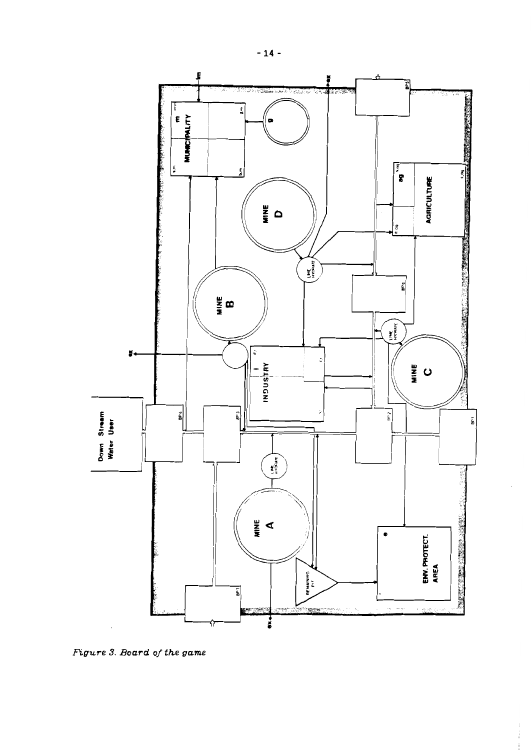*Figure 3. Board of the game*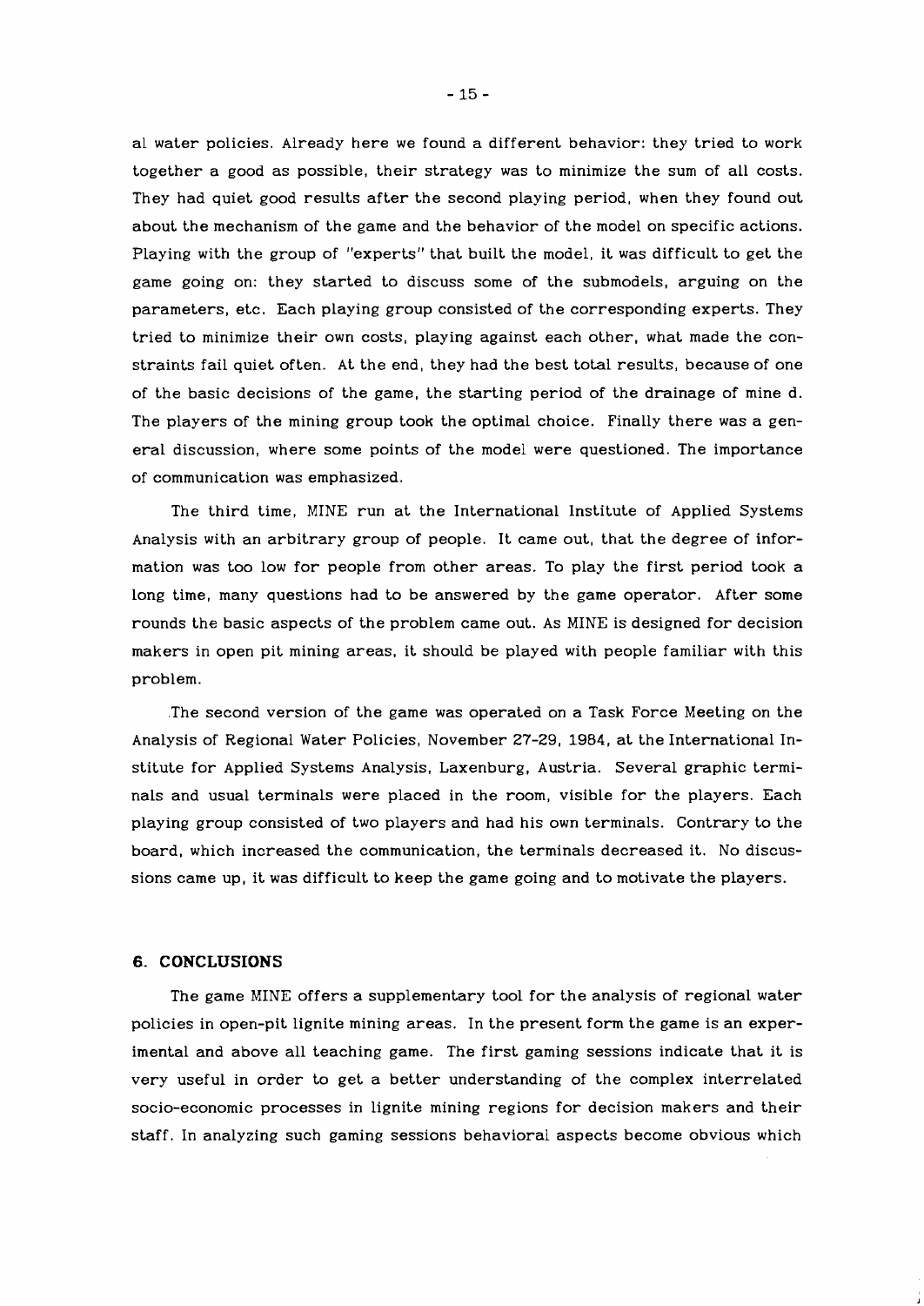al water policies. Already here we found a different behavior: they tried to work together a good as possible, their strategy was to minimize the sum of all costs. They had quiet good results after the second playing period, when they found out about the mechanism of the game and the behavior of the model on specific actions. Playing with the group of "experts" that built the model, it was difficult to get the game going on: they started to discuss some of the submodels, arguing on the parameters, etc. Each playing group consisted of the corresponding experts. They tried to minimize their own costs, playing against each other, what made the constraints fail quiet often. At the end, they had the best total results, because of one of the basic decisions of the game, the starting period of the drainage of mine d. The players of the mining group took the optimal choice. Finally there was a general discussion, where some points of the model were questioned. The importance of communication was emphasized.

The third time, MINE run at the International Institute of Applied Systems Analysis with an arbitrary group of people. It came out, that the degree of information was too low for people from other areas. To play the first period took a long time, many questions had to be answered by the game operator. After some rounds the basic aspects of the problem came out. As MINE is designed for decision makers in open pit mining areas, it should be played with people familiar with this problem.

The second version of the game was operated on a Task Force Meeting on the Analysis of Regional Water Policies, November 27-29, 1984, at the International Institute for Applied Systems Analysis, Laxenburg, Austria. Several graphic terminals and usual terminals were placed in the room, visible for the players. Each playing group consisted of two players and had his own terminals. Contrary to the board, which increased the communication, the terminals decreased it. No discussions came up, it was difficult to keep the game going and to motivate the players.

## 6. CONCLUSIONS

The game MINE offers a supplementary tool for the analysis of regional water policies in open-pit lignite mining areas. In the present form the game is an experimental and above all teaching game. The first gaming sessions indicate that it is very useful in order to get a better understanding of the complex interrelated socio-economic processes in lignite mining regions for decision makers and their staff. In analyzing such gaming sessions behavioral aspects become obvious which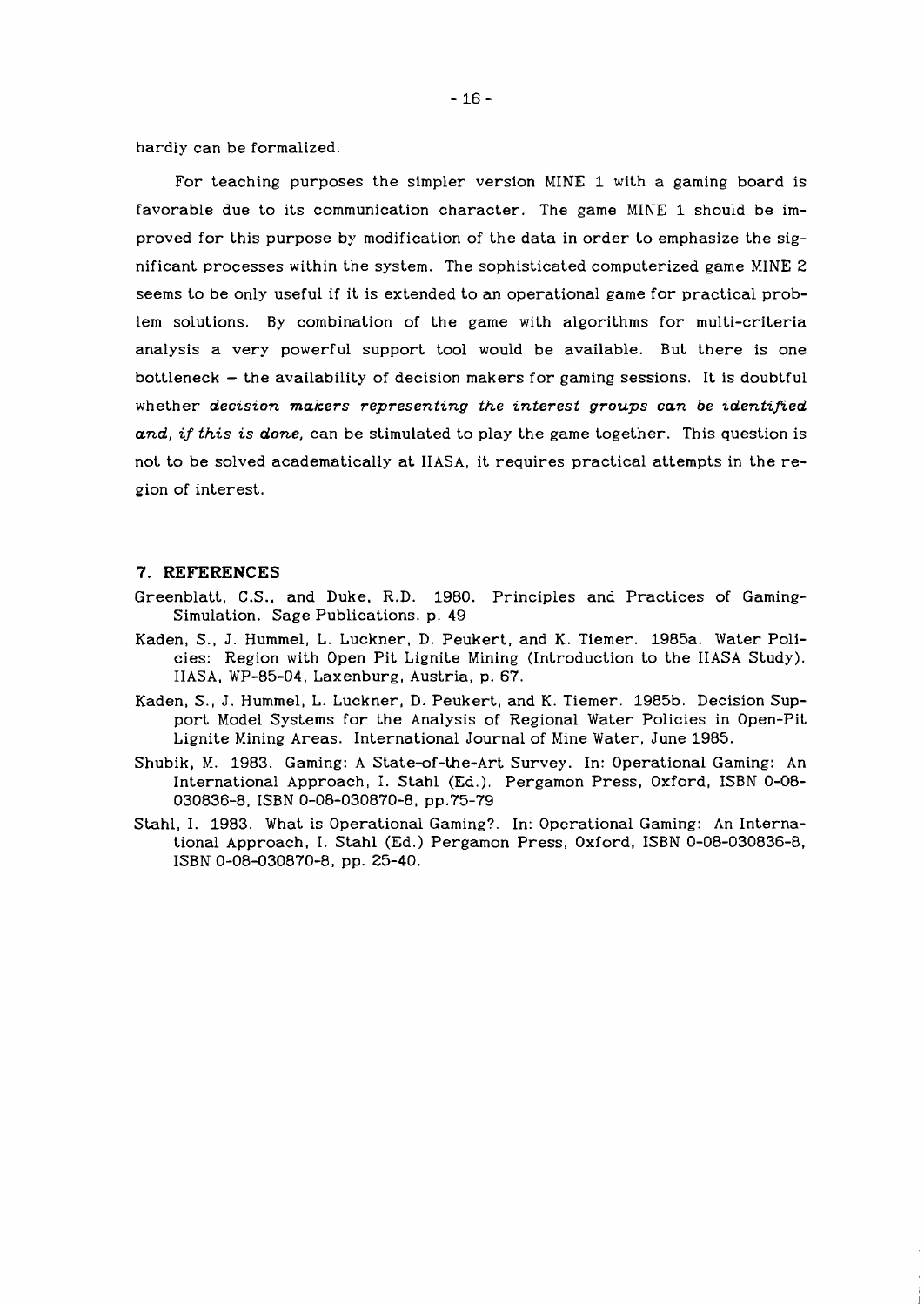hardly can be formalized.

For teaching purposes the simpler version MINE 1 with a gaming board is favorable due to its communication character. The game MINE 1 should be improved for this purpose by modification of the data in order to emphasize the significant processes within the system. The sophisticated computerized game MINE 2 seems to be only useful if it is extended to an operational game for practical problem solutions. By combination of the game with algorithms for multi-criteria analysis a very powerful support tool would be available. But there is one bottleneck – the availability of decision makers for gaming sessions. It is doubtful whether *decision makers representing the interest groups can be identified and, if this is done,* can be stimulated to play the game together. This question is not to be solved academatically at IIASA, it requires practical attempts in the region of interest.

## 7. REFERENCES

Greenblatt, C.S., and Duke, R.D. 1980. Principles and Practices of Gaming-Simulation. Sage Publications. p. 49

Kaden, S., J. Hummel, L. Luckner, D. Peukert, and K. Tiemer. 1985a. Water Policies: Region with Open Pit Lignite Mining (Introduction to the IIASA Study). IIASA, WP-85-04, Laxenburg, Austria, p. 67.

Kaden, S., J. Hummel, L. Luckner, D. Peukert, and K. Tiemer. 1985b. Decision Support Model Systems for the Analysis of Regional Water Policies in Open-Pit Lignite Mining Areas. International Journal of Mine Water, June 1985.

Shubik, M. 1983. Gaming: A State-of-the-Art Survey. In: Operational Gaming: An International Approach, I. Stahl (Ed.). Pergamon Press, Oxford, ISBN 0-08-030836-8, ISBN 0-08-030870-8, pp.75-79

Stahl, I. 1983. What is Operational Gaming?. In: Operational Gaming: An International Approach, I. Stahl (Ed.) Pergamon Press, Oxford, ISBN 0-08-030836-8, ISBN 0-08-030870-8, pp. 25-40.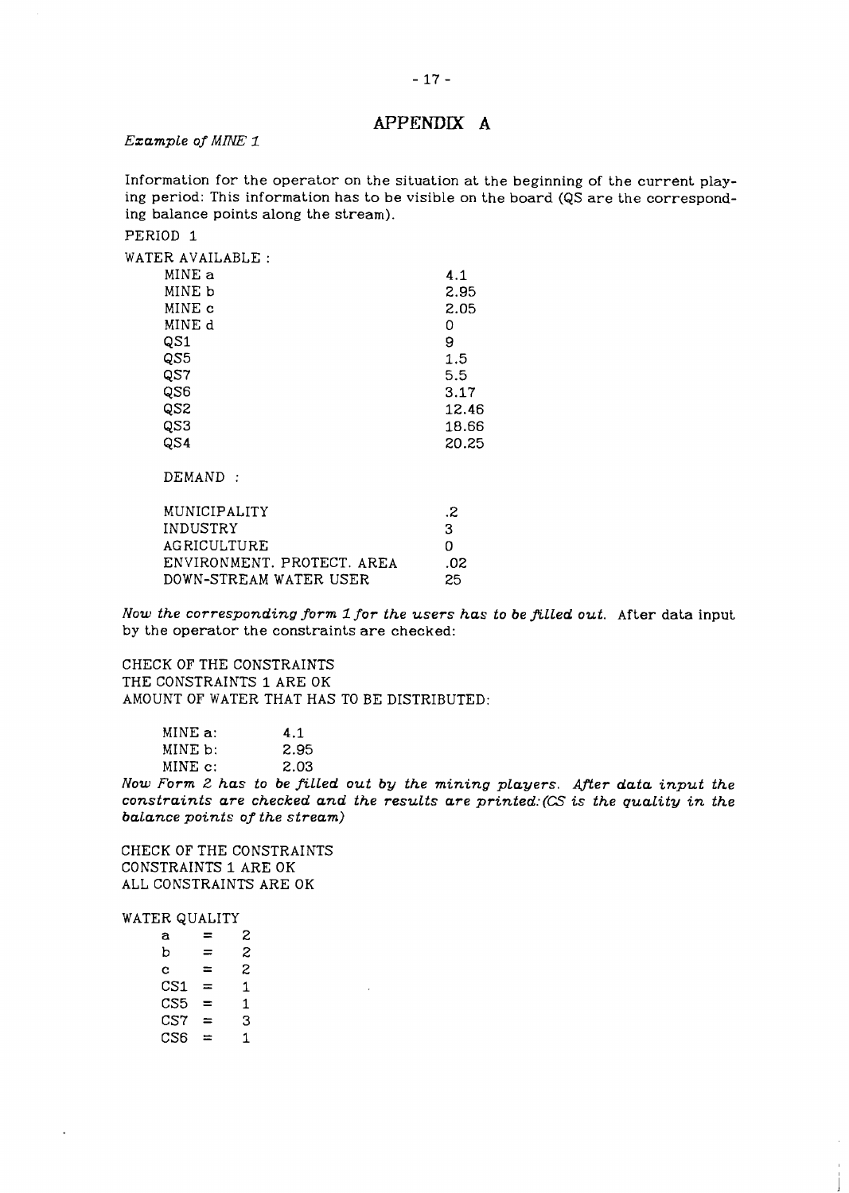## APPENDIX A

*Example of MINE 1*

Information for the operator on the situation at the beginning of the current playing period: This information has to be visible on the board (QS are the corresponding balance points along the stream).

PERIOD 1

WATER AVAILABLE :

| | |
|---|---|
| MINE a | 4.1 |
| MINE b | 2.95 |
| MINE c | 2.05 |
| MINE d | 0 |
| QS1 | 9 |
| QS5 | 1.5 |
| QS7 | 5.5 |
| QS6 | 3.17 |
| QS2 | 12.46 |
| QS3 | 18.66 |
| QS4 | 20.25 |

DEMAND :

| | |
|---|---|
| MUNICIPALITY | .2 |
| INDUSTRY | 3 |
| AGRICULTURE | 0 |
| ENVIRONMENT. PROTECT. AREA | .02 |
| DOWN-STREAM WATER USER | 25 |

*Now the corresponding form 1 for the users has to be filled out.* After data input by the operator the constraints are checked:

CHECK OF THE CONSTRAINTS
THE CONSTRAINTS 1 ARE OK
AMOUNT OF WATER THAT HAS TO BE DISTRIBUTED:

| | |
|---|---|
| MINE a: | 4.1 |
| MINE b: | 2.95 |
| MINE c: | 2.03 |

*Now Form 2 has to be filled out by the mining players. After data input the constraints are checked and the results are printed: (CS is the quality in the balance points of the stream)*

CHECK OF THE CONSTRAINTS
CONSTRAINTS 1 ARE OK
ALL CONSTRAINTS ARE OK

WATER QUALITY

| | | |
|---|---|---|
| a | = | 2 |
| b | = | 2 |
| c | = | 2 |
| CS1 | = | 1 |
| CS5 | = | 1 |
| CS7 | = | 3 |
| CS6 | = | 1 |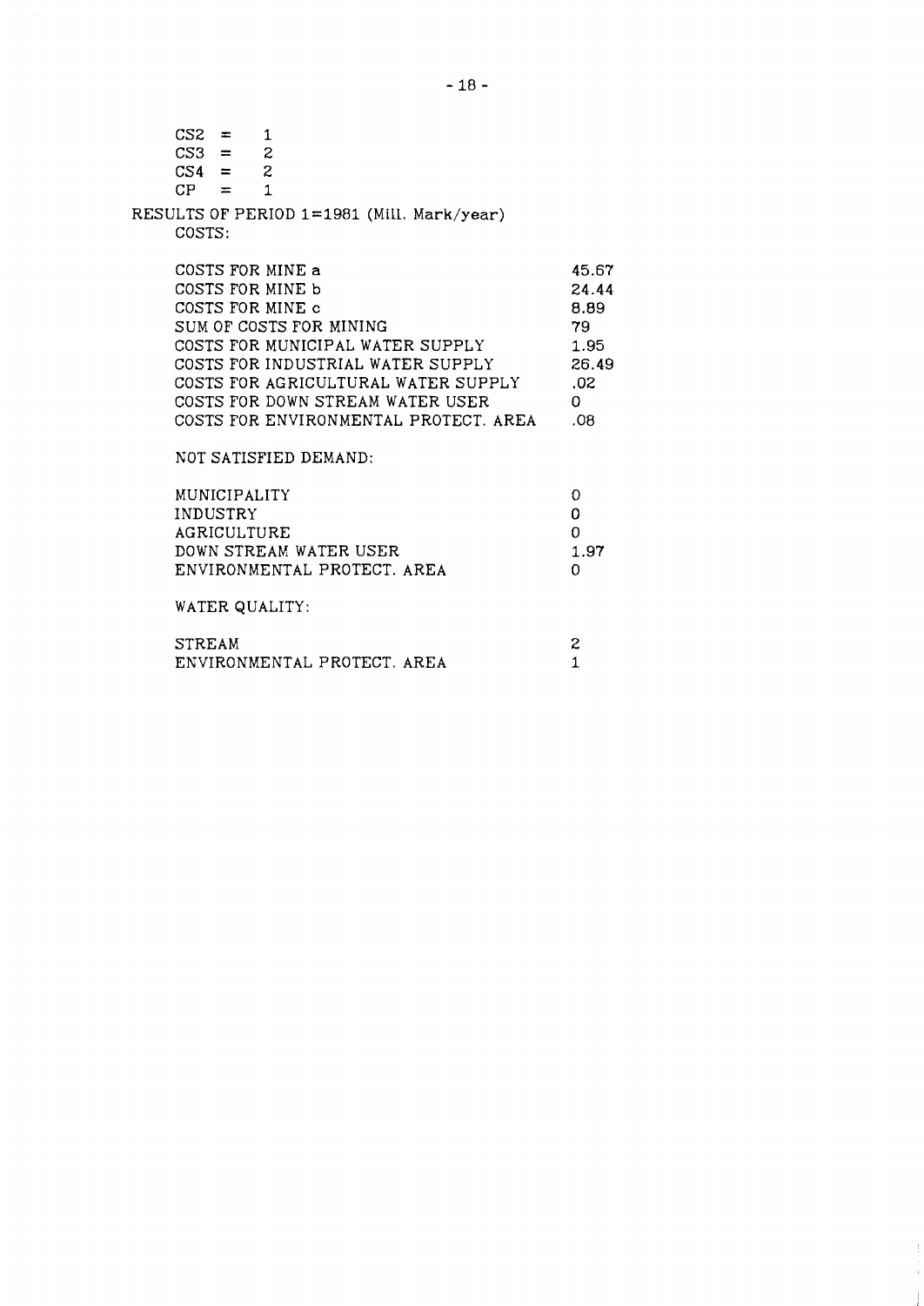CS2 = 1
CS3 = 2
CS4 = 2
CP = 1

RESULTS OF PERIOD 1=1981 (Mill. Mark/year)

COSTS:

| | |
|---|---|
| COSTS FOR MINE a | 45.67 |
| COSTS FOR MINE b | 24.44 |
| COSTS FOR MINE c | 8.89 |
| SUM OF COSTS FOR MINING | 79 |
| COSTS FOR MUNICIPAL WATER SUPPLY | 1.95 |
| COSTS FOR INDUSTRIAL WATER SUPPLY | 26.49 |
| COSTS FOR AGRICULTURAL WATER SUPPLY | .02 |
| COSTS FOR DOWN STREAM WATER USER | 0 |
| COSTS FOR ENVIRONMENTAL PROTECT. AREA | .08 |

NOT SATISFIED DEMAND:

| | |
|---|---|
| MUNICIPALITY | 0 |
| INDUSTRY | 0 |
| AGRICULTURE | 0 |
| DOWN STREAM WATER USER | 1.97 |
| ENVIRONMENTAL PROTECT. AREA | 0 |

WATER QUALITY:

| | |
|---|---|
| STREAM | 2 |
| ENVIRONMENTAL PROTECT. AREA | 1 |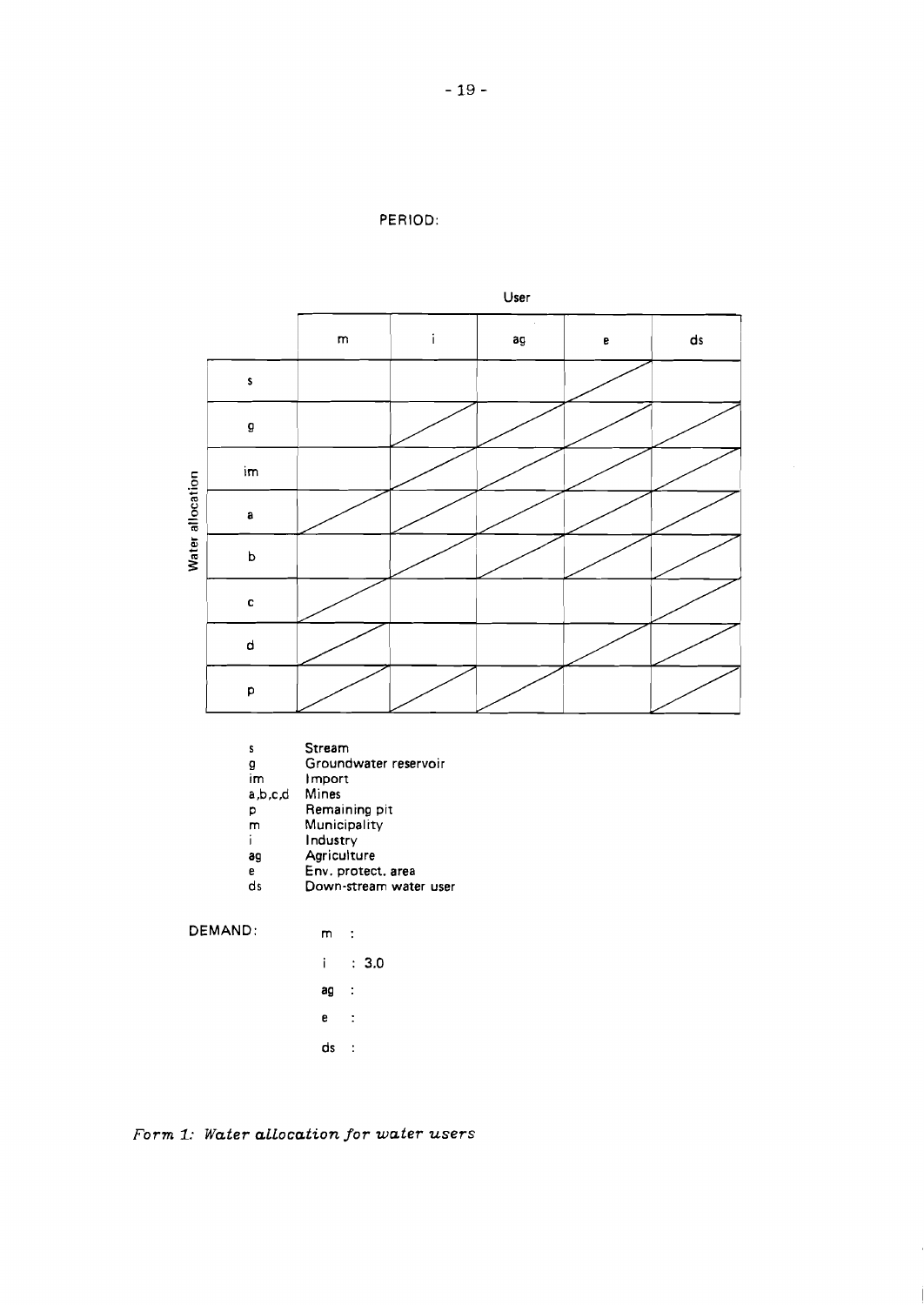PERIOD:

| Water allocation | User | | | | |
|---|---|---|---|---|---|
| | m | i | ag | e | ds |
| s | | | | / | |
| g | | / | / | / | / |
| im | | / | / | / | / |
| a | / | / | / | / | / |
| b | | / | / | / | / |
| c | / | | | | / |
| d | / | | | / | / |
| p | / | / | / | | / |

| | |
|---|---|
| s | Stream |
| g | Groundwater reservoir |
| im | Import |
| a,b,c,d | Mines |
| p | Remaining pit |
| m | Municipality |
| i | Industry |
| ag | Agriculture |
| e | Env. protect. area |
| ds | Down-stream water user |

DEMAND:

m :

i : 3.0

ag :

e :

ds :

*Form 1: Water allocation for water users*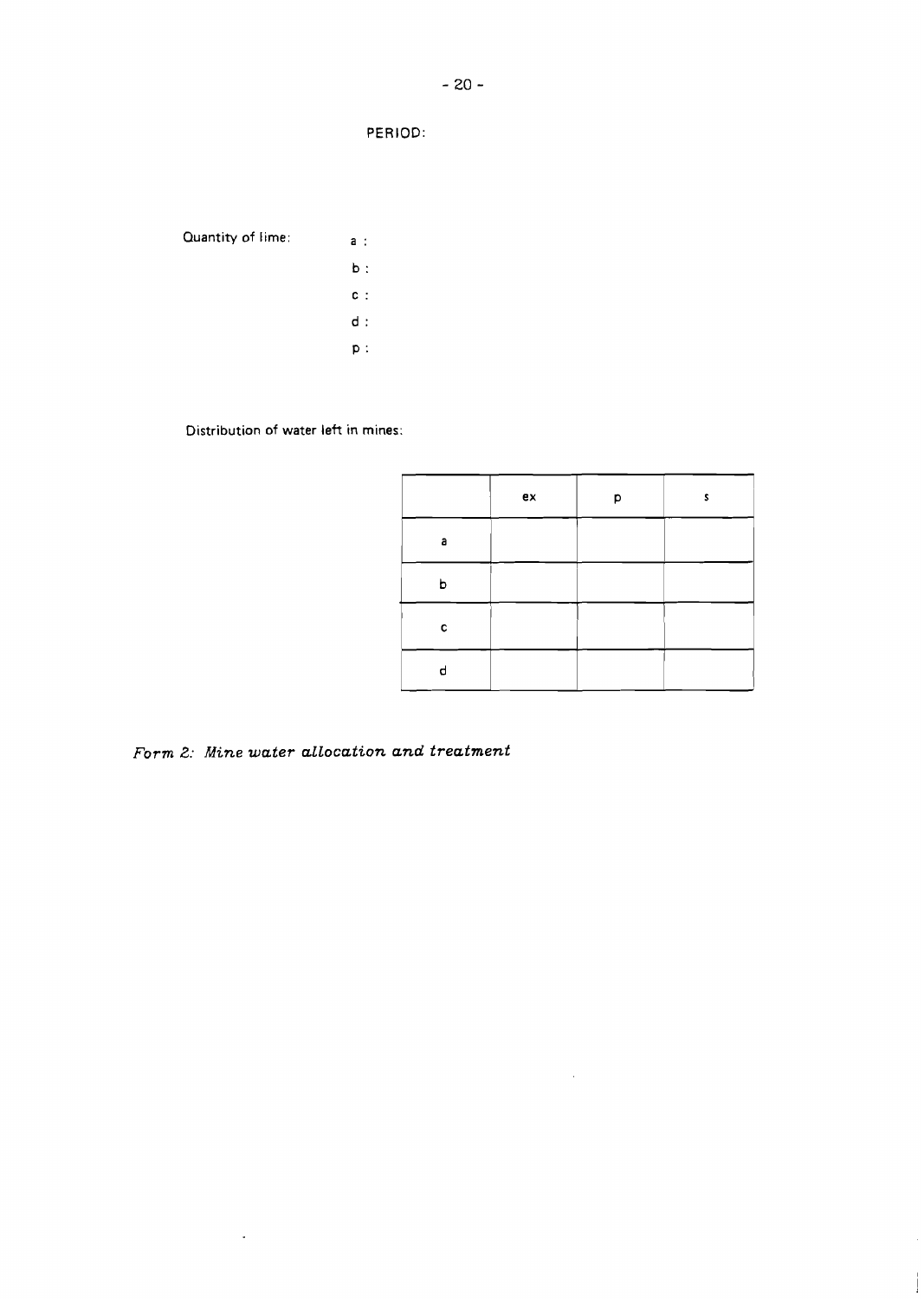PERIOD:

Quantity of lime:

a :

b :

c :

d :

p :

Distribution of water left in mines:

| | ex | p | s |
|---|---|---|---|
| a | | | |
| b | | | |
| c | | | |
| d | | | |

*Form 2: Mine water allocation and treatment*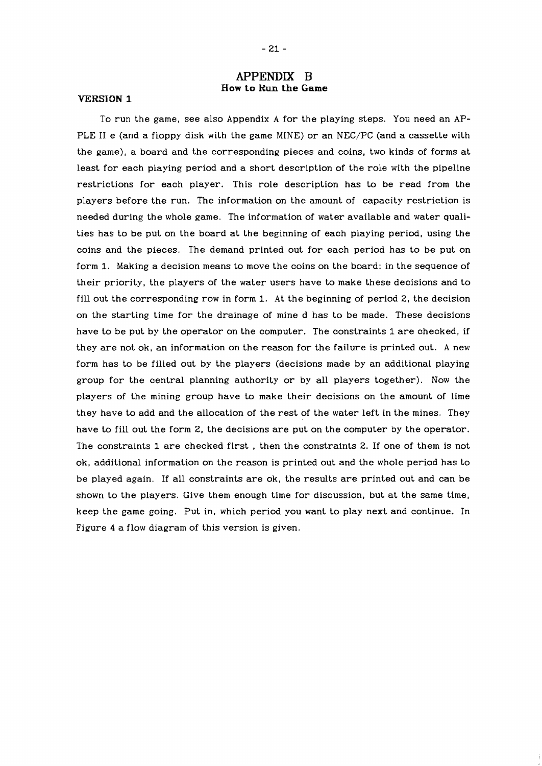# APPENDIX B

## How to Run the Game

### VERSION 1

To run the game, see also Appendix A for the playing steps. You need an APPLE II e (and a floppy disk with the game MINE) or an NEC/PC (and a cassette with the game), a board and the corresponding pieces and coins, two kinds of forms at least for each playing period and a short description of the role with the pipeline restrictions for each player. This role description has to be read from the players before the run. The information on the amount of capacity restriction is needed during the whole game. The information of water available and water qualities has to be put on the board at the beginning of each playing period, using the coins and the pieces. The demand printed out for each period has to be put on form 1. Making a decision means to move the coins on the board: in the sequence of their priority, the players of the water users have to make these decisions and to fill out the corresponding row in form 1. At the beginning of period 2, the decision on the starting time for the drainage of mine d has to be made. These decisions have to be put by the operator on the computer. The constraints 1 are checked, if they are not ok, an information on the reason for the failure is printed out. A new form has to be filled out by the players (decisions made by an additional playing group for the central planning authority or by all players together). Now the players of the mining group have to make their decisions on the amount of lime they have to add and the allocation of the rest of the water left in the mines. They have to fill out the form 2, the decisions are put on the computer by the operator. The constraints 1 are checked first , then the constraints 2. If one of them is not ok, additional information on the reason is printed out and the whole period has to be played again. If all constraints are ok, the results are printed out and can be shown to the players. Give them enough time for discussion, but at the same time, keep the game going. Put in, which period you want to play next and continue. In Figure 4 a flow diagram of this version is given.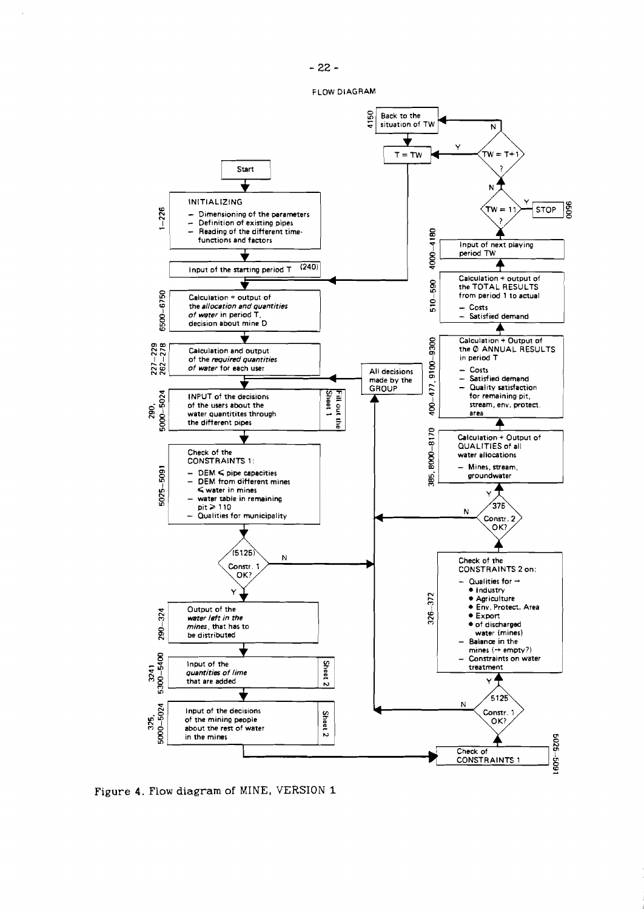FLOW DIAGRAM

- Start
- **INITIALIZING** (1–226)
  - Dimensioning of the parameters
  - Definition of existing pipes
  - Reading of the different time-functions and factors
- Input of the starting period T (240)
- Calculation + output of the *allocation and quantities of water* in period T, decision about mine D (6500–6750)
- Calculation and output of the *required quantities of water* for each user (227–229, 262–278)
- INPUT of the decisions of the users about the water quantitites through the different pipes (290, 5000–5024) — Fill out the Sheet 1
- Check of the CONSTRAINTS 1: (5025–5091)
  - DEM ⩽ pipe capacities
  - DEM from different mines ⩽ water in mines
  - water table in remaining pit ⩾ 110
  - Qualities for municipality
- (5125) Constr. 1 OK? — N: All decisions made by the GROUP; Y: continue
- Output of the *water left in the mines*, that has to be distributed (290–324)
- Input of the *quantities of lime* that are added (3241, 5300–5400) — Sheet 2
- Input of the decisions of the mining people about the rest of water in the mines (325, 5000–5024) — Sheet 2
- Check of CONSTRAINTS 1 (5025–5091)
- 5125 Constr. 1 OK? — N: All decisions made by the GROUP; Y: continue
- Check of the CONSTRAINTS 2 on: (326–372)
  - Qualities for →
    - Industry
    - Agriculture
    - Env. Protect. Area
    - Export
    - of discharged water (mines)
  - Balance in the mines (→ empty?)
  - Constraints on water treatment
- 375 Constr. 2 OK? — N: All decisions made by the GROUP; Y: continue
- Calculation + Output of QUALITIES of all water allocations (385, 8000–8170)
  - Mines, stream, groundwater
- Calculation + Output of the ∅ ANNUAL RESULTS in period T (400–477, 9100–9300)
  - Costs
  - Satisfied demand
  - Quality satisfaction for remaining pit, stream, env. protect. area
- Calculation + output of the TOTAL RESULTS from period 1 to actual (510–590)
  - Costs
  - Satisfied demand
- Input of next playing period TW (4000–4180)
- TW = 11 ? — Y: STOP (9500); N: continue
- TW = T+1 ? — Y: T = TW (return to calculation in period T); N: Back to the situation of TW (4150), then T = TW

Figure 4. Flow diagram of MINE, VERSION 1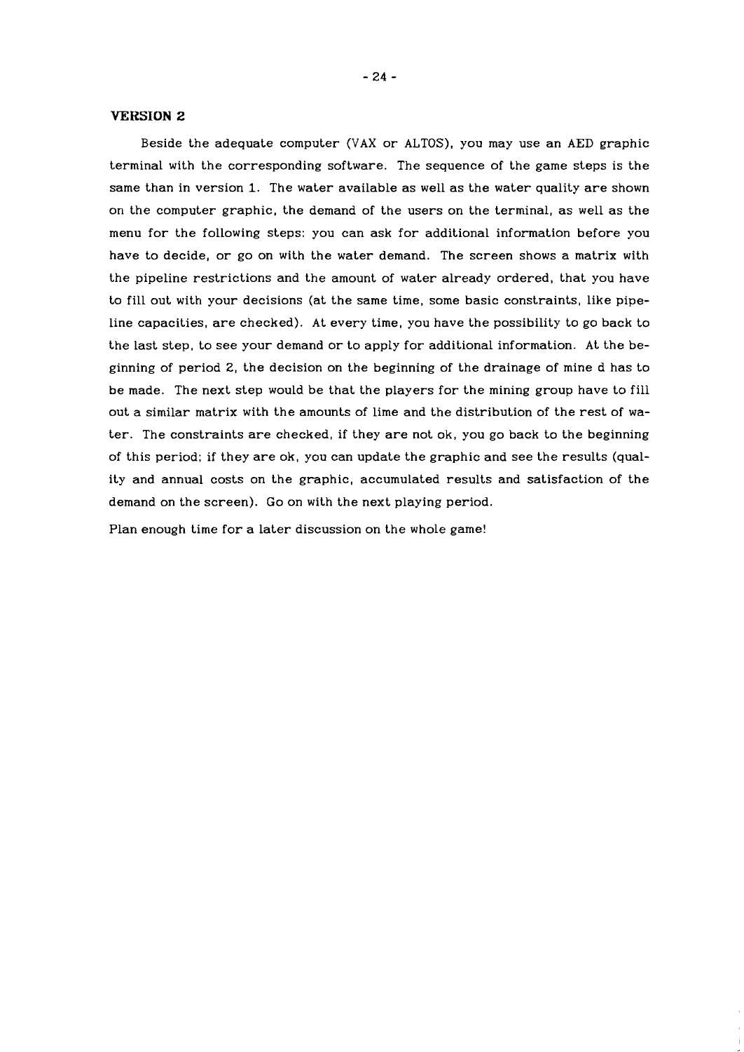### VERSION 2

Beside the adequate computer (VAX or ALTOS), you may use an AED graphic terminal with the corresponding software. The sequence of the game steps is the same than in version 1. The water available as well as the water quality are shown on the computer graphic, the demand of the users on the terminal, as well as the menu for the following steps: you can ask for additional information before you have to decide, or go on with the water demand. The screen shows a matrix with the pipeline restrictions and the amount of water already ordered, that you have to fill out with your decisions (at the same time, some basic constraints, like pipeline capacities, are checked). At every time, you have the possibility to go back to the last step, to see your demand or to apply for additional information. At the beginning of period 2, the decision on the beginning of the drainage of mine d has to be made. The next step would be that the players for the mining group have to fill out a similar matrix with the amounts of lime and the distribution of the rest of water. The constraints are checked, if they are not ok, you go back to the beginning of this period; if they are ok, you can update the graphic and see the results (quality and annual costs on the graphic, accumulated results and satisfaction of the demand on the screen). Go on with the next playing period.

Plan enough time for a later discussion on the whole game!